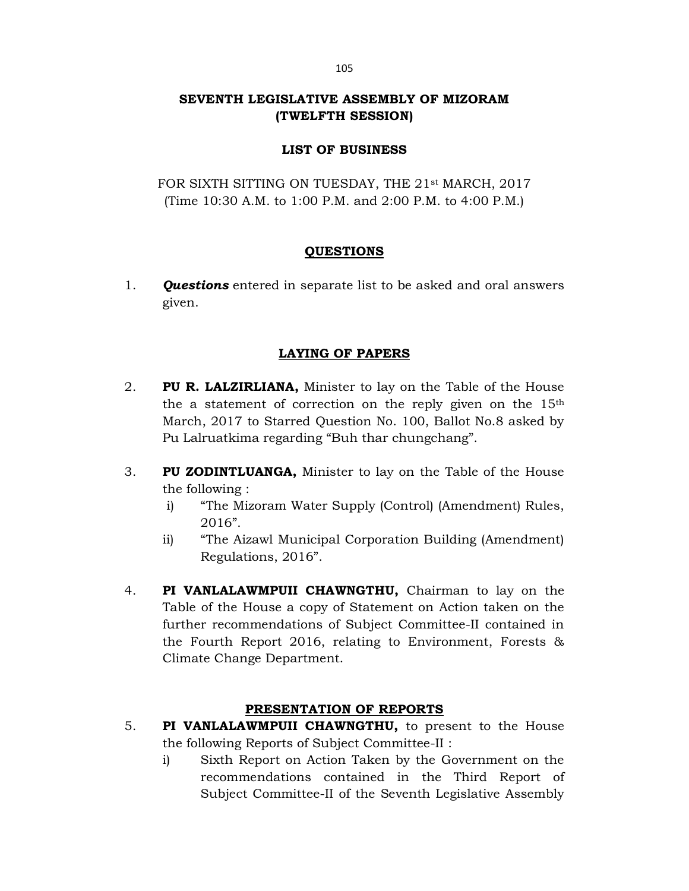# SEVENTH LEGISLATIVE ASSEMBLY OF MIZORAM (TWELFTH SESSION)

## LIST OF BUSINESS

FOR SIXTH SITTING ON TUESDAY, THE 21st MARCH, 2017
(Time 10:30 A.M. to 1:00 P.M. and 2:00 P.M. to 4:00 P.M.)

## QUESTIONS

1. ***Questions*** entered in separate list to be asked and oral answers given.

## LAYING OF PAPERS

2. **PU R. LALZIRLIANA,** Minister to lay on the Table of the House the a statement of correction on the reply given on the 15th March, 2017 to Starred Question No. 100, Ballot No.8 asked by Pu Lalruatkima regarding "Buh thar chungchang".

3. **PU ZODINTLUANGA,** Minister to lay on the Table of the House the following :
   i) "The Mizoram Water Supply (Control) (Amendment) Rules, 2016".
   ii) "The Aizawl Municipal Corporation Building (Amendment) Regulations, 2016".

4. **PI VANLALAWMPUII CHAWNGTHU,** Chairman to lay on the Table of the House a copy of Statement on Action taken on the further recommendations of Subject Committee-II contained in the Fourth Report 2016, relating to Environment, Forests & Climate Change Department.

## PRESENTATION OF REPORTS

5. **PI VANLALAWMPUII CHAWNGTHU,** to present to the House the following Reports of Subject Committee-II :
   i) Sixth Report on Action Taken by the Government on the recommendations contained in the Third Report of Subject Committee-II of the Seventh Legislative Assembly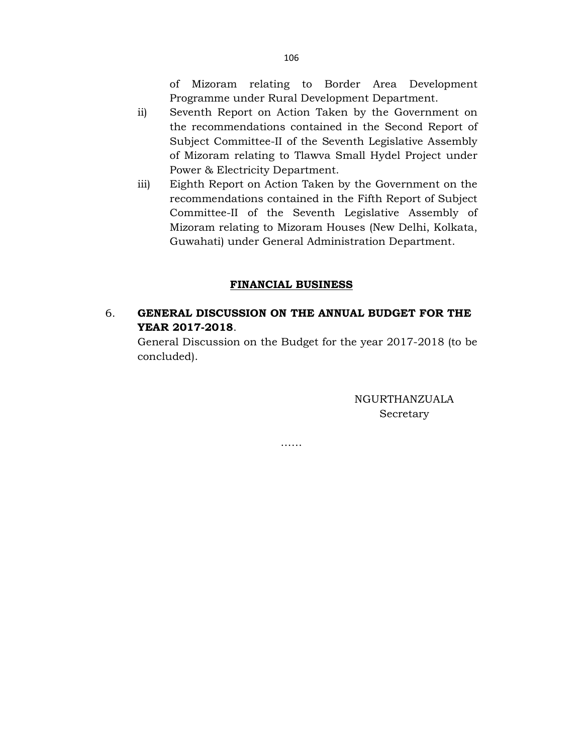of Mizoram relating to Border Area Development Programme under Rural Development Department.

ii) Seventh Report on Action Taken by the Government on the recommendations contained in the Second Report of Subject Committee-II of the Seventh Legislative Assembly of Mizoram relating to Tlawva Small Hydel Project under Power & Electricity Department.

iii) Eighth Report on Action Taken by the Government on the recommendations contained in the Fifth Report of Subject Committee-II of the Seventh Legislative Assembly of Mizoram relating to Mizoram Houses (New Delhi, Kolkata, Guwahati) under General Administration Department.

## FINANCIAL BUSINESS

6. **GENERAL DISCUSSION ON THE ANNUAL BUDGET FOR THE YEAR 2017-2018**.

General Discussion on the Budget for the year 2017-2018 (to be concluded).

NGURTHANZUALA
Secretary

……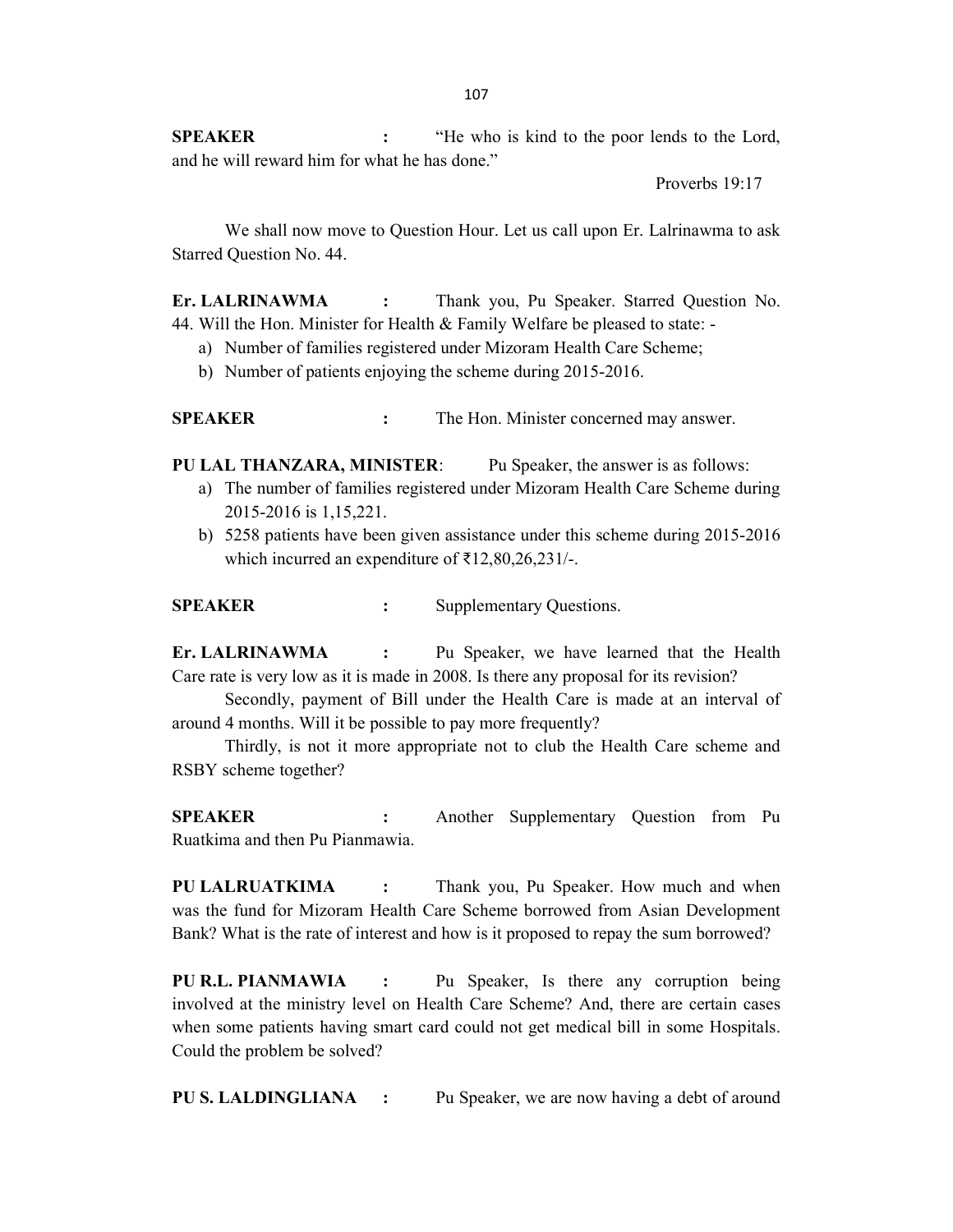**SPEAKER** : "He who is kind to the poor lends to the Lord, and he will reward him for what he has done."

Proverbs 19:17

We shall now move to Question Hour. Let us call upon Er. Lalrinawma to ask Starred Question No. 44.

**Er. LALRINAWMA** : Thank you, Pu Speaker. Starred Question No. 44. Will the Hon. Minister for Health & Family Welfare be pleased to state: -

a) Number of families registered under Mizoram Health Care Scheme;
b) Number of patients enjoying the scheme during 2015-2016.

**SPEAKER** : The Hon. Minister concerned may answer.

**PU LAL THANZARA, MINISTER**: Pu Speaker, the answer is as follows:

a) The number of families registered under Mizoram Health Care Scheme during 2015-2016 is 1,15,221.
b) 5258 patients have been given assistance under this scheme during 2015-2016 which incurred an expenditure of ₹12,80,26,231/-.

**SPEAKER** : Supplementary Questions.

**Er. LALRINAWMA** : Pu Speaker, we have learned that the Health Care rate is very low as it is made in 2008. Is there any proposal for its revision?

Secondly, payment of Bill under the Health Care is made at an interval of around 4 months. Will it be possible to pay more frequently?

Thirdly, is not it more appropriate not to club the Health Care scheme and RSBY scheme together?

**SPEAKER** : Another Supplementary Question from Pu Ruatkima and then Pu Pianmawia.

**PU LALRUATKIMA** : Thank you, Pu Speaker. How much and when was the fund for Mizoram Health Care Scheme borrowed from Asian Development Bank? What is the rate of interest and how is it proposed to repay the sum borrowed?

**PU R.L. PIANMAWIA** : Pu Speaker, Is there any corruption being involved at the ministry level on Health Care Scheme? And, there are certain cases when some patients having smart card could not get medical bill in some Hospitals. Could the problem be solved?

**PU S. LALDINGLIANA** : Pu Speaker, we are now having a debt of around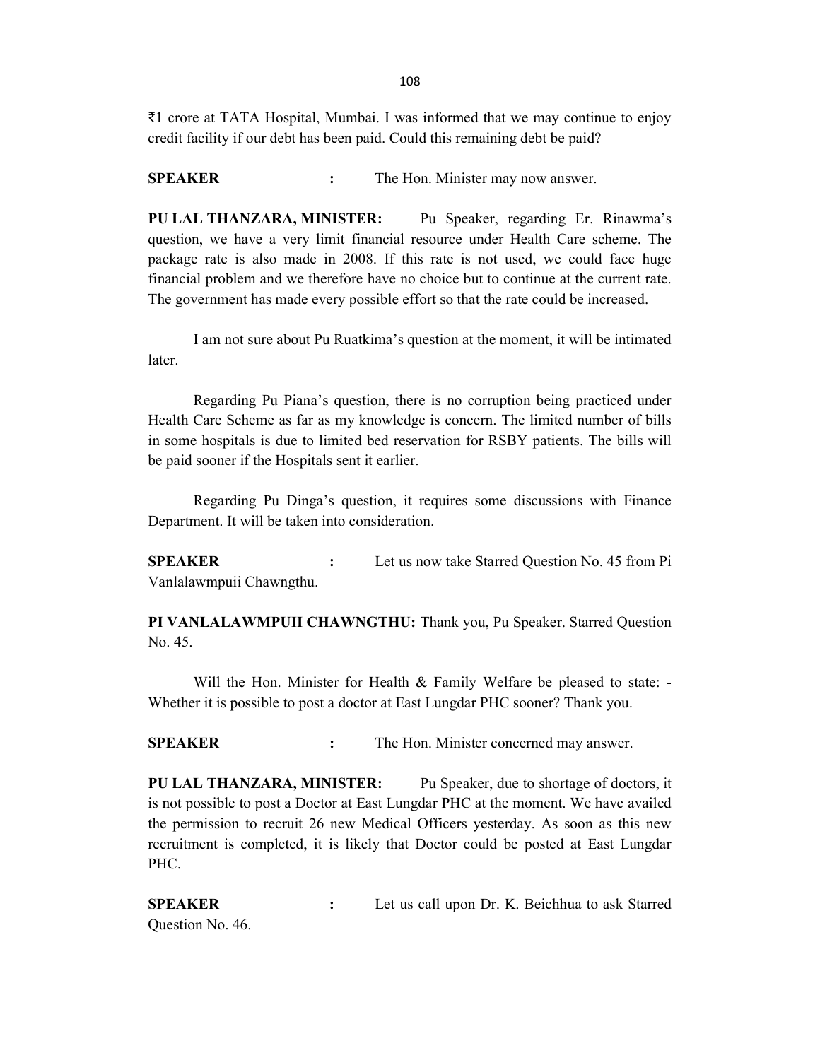₹1 crore at TATA Hospital, Mumbai. I was informed that we may continue to enjoy credit facility if our debt has been paid. Could this remaining debt be paid?

**SPEAKER** **:** The Hon. Minister may now answer.

**PU LAL THANZARA, MINISTER:** Pu Speaker, regarding Er. Rinawma's question, we have a very limit financial resource under Health Care scheme. The package rate is also made in 2008. If this rate is not used, we could face huge financial problem and we therefore have no choice but to continue at the current rate. The government has made every possible effort so that the rate could be increased.

I am not sure about Pu Ruatkima's question at the moment, it will be intimated later.

Regarding Pu Piana's question, there is no corruption being practiced under Health Care Scheme as far as my knowledge is concern. The limited number of bills in some hospitals is due to limited bed reservation for RSBY patients. The bills will be paid sooner if the Hospitals sent it earlier.

Regarding Pu Dinga's question, it requires some discussions with Finance Department. It will be taken into consideration.

**SPEAKER** **:** Let us now take Starred Question No. 45 from Pi Vanlalawmpuii Chawngthu.

**PI VANLALAWMPUII CHAWNGTHU:** Thank you, Pu Speaker. Starred Question No. 45.

Will the Hon. Minister for Health & Family Welfare be pleased to state: - Whether it is possible to post a doctor at East Lungdar PHC sooner? Thank you.

**SPEAKER** **:** The Hon. Minister concerned may answer.

**PU LAL THANZARA, MINISTER:** Pu Speaker, due to shortage of doctors, it is not possible to post a Doctor at East Lungdar PHC at the moment. We have availed the permission to recruit 26 new Medical Officers yesterday. As soon as this new recruitment is completed, it is likely that Doctor could be posted at East Lungdar PHC.

**SPEAKER** **:** Let us call upon Dr. K. Beichhua to ask Starred Question No. 46.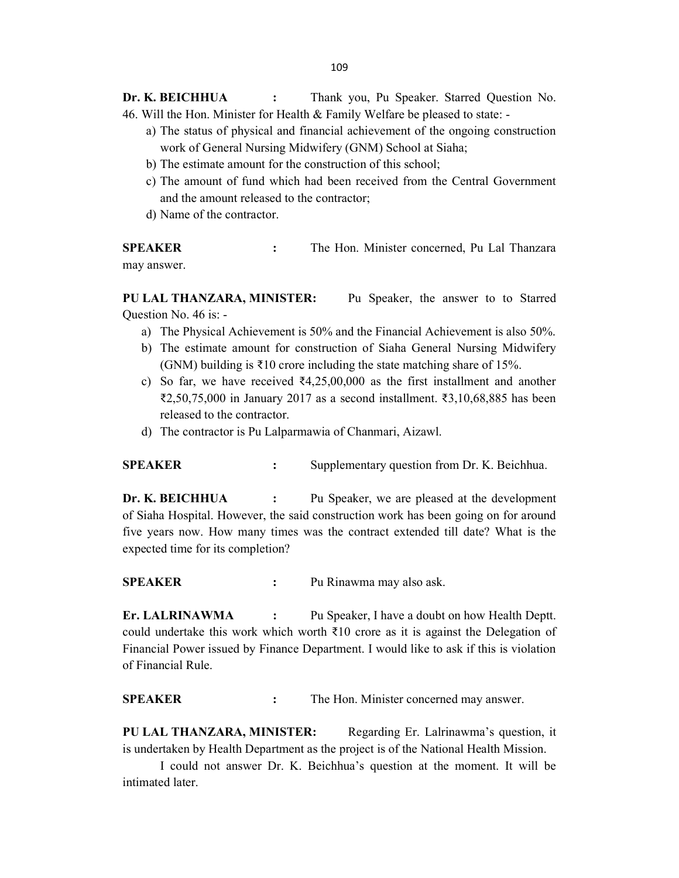**Dr. K. BEICHHUA :** Thank you, Pu Speaker. Starred Question No. 46. Will the Hon. Minister for Health & Family Welfare be pleased to state: -

a) The status of physical and financial achievement of the ongoing construction work of General Nursing Midwifery (GNM) School at Siaha;
b) The estimate amount for the construction of this school;
c) The amount of fund which had been received from the Central Government and the amount released to the contractor;
d) Name of the contractor.

**SPEAKER :** The Hon. Minister concerned, Pu Lal Thanzara may answer.

**PU LAL THANZARA, MINISTER:** Pu Speaker, the answer to to Starred Question No. 46 is: -

a) The Physical Achievement is 50% and the Financial Achievement is also 50%.
b) The estimate amount for construction of Siaha General Nursing Midwifery (GNM) building is ₹10 crore including the state matching share of 15%.
c) So far, we have received ₹4,25,00,000 as the first installment and another ₹2,50,75,000 in January 2017 as a second installment. ₹3,10,68,885 has been released to the contractor.
d) The contractor is Pu Lalparmawia of Chanmari, Aizawl.

**SPEAKER :** Supplementary question from Dr. K. Beichhua.

**Dr. K. BEICHHUA :** Pu Speaker, we are pleased at the development of Siaha Hospital. However, the said construction work has been going on for around five years now. How many times was the contract extended till date? What is the expected time for its completion?

**SPEAKER :** Pu Rinawma may also ask.

**Er. LALRINAWMA :** Pu Speaker, I have a doubt on how Health Deptt. could undertake this work which worth ₹10 crore as it is against the Delegation of Financial Power issued by Finance Department. I would like to ask if this is violation of Financial Rule.

**SPEAKER :** The Hon. Minister concerned may answer.

**PU LAL THANZARA, MINISTER:** Regarding Er. Lalrinawma's question, it is undertaken by Health Department as the project is of the National Health Mission.

I could not answer Dr. K. Beichhua's question at the moment. It will be intimated later.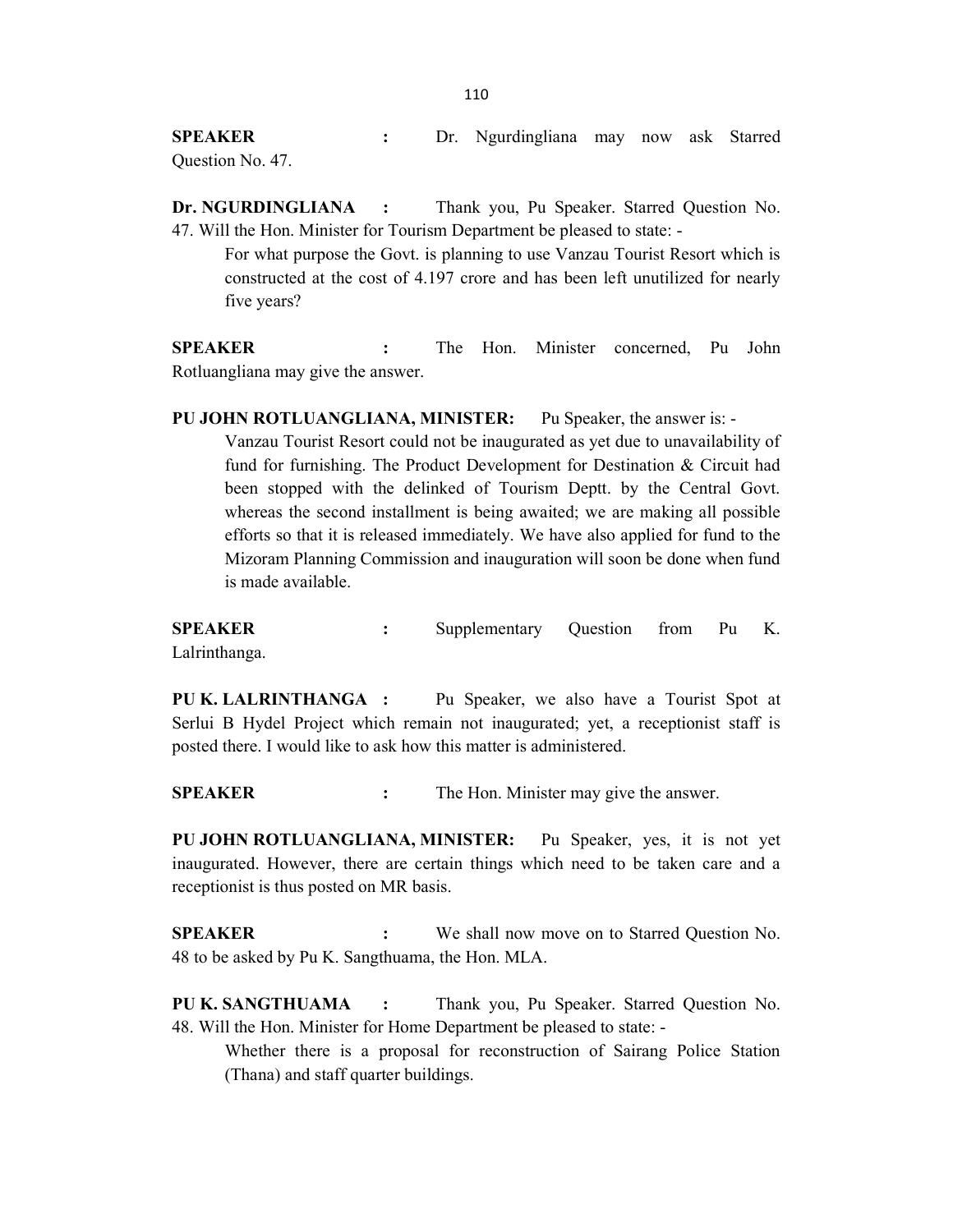**SPEAKER** : Dr. Ngurdingliana may now ask Starred Question No. 47.

**Dr. NGURDINGLIANA** : Thank you, Pu Speaker. Starred Question No. 47. Will the Hon. Minister for Tourism Department be pleased to state: -

> For what purpose the Govt. is planning to use Vanzau Tourist Resort which is constructed at the cost of 4.197 crore and has been left unutilized for nearly five years?

**SPEAKER** : The Hon. Minister concerned, Pu John Rotluangliana may give the answer.

**PU JOHN ROTLUANGLIANA, MINISTER:** Pu Speaker, the answer is: -

> Vanzau Tourist Resort could not be inaugurated as yet due to unavailability of fund for furnishing. The Product Development for Destination & Circuit had been stopped with the delinked of Tourism Deptt. by the Central Govt. whereas the second installment is being awaited; we are making all possible efforts so that it is released immediately. We have also applied for fund to the Mizoram Planning Commission and inauguration will soon be done when fund is made available.

**SPEAKER** : Supplementary Question from Pu K. Lalrinthanga.

**PU K. LALRINTHANGA** : Pu Speaker, we also have a Tourist Spot at Serlui B Hydel Project which remain not inaugurated; yet, a receptionist staff is posted there. I would like to ask how this matter is administered.

**SPEAKER** : The Hon. Minister may give the answer.

**PU JOHN ROTLUANGLIANA, MINISTER:** Pu Speaker, yes, it is not yet inaugurated. However, there are certain things which need to be taken care and a receptionist is thus posted on MR basis.

**SPEAKER** : We shall now move on to Starred Question No. 48 to be asked by Pu K. Sangthuama, the Hon. MLA.

**PU K. SANGTHUAMA** : Thank you, Pu Speaker. Starred Question No. 48. Will the Hon. Minister for Home Department be pleased to state: -

> Whether there is a proposal for reconstruction of Sairang Police Station (Thana) and staff quarter buildings.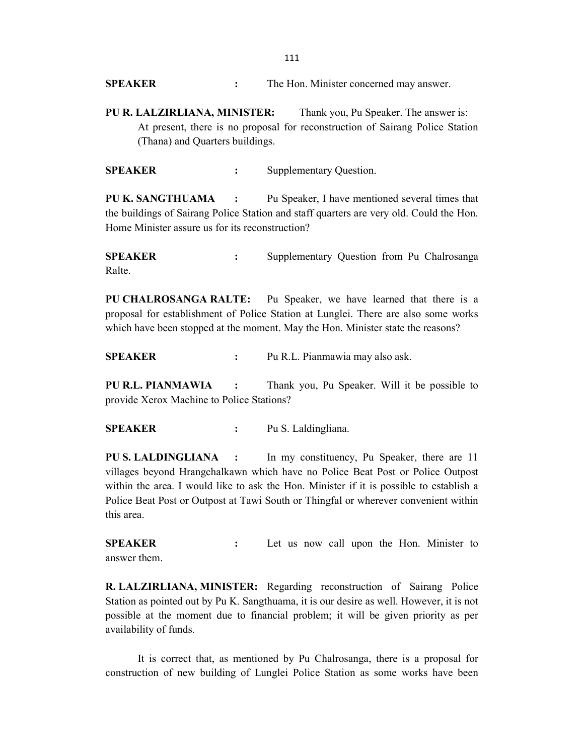**SPEAKER** : The Hon. Minister concerned may answer.

**PU R. LALZIRLIANA, MINISTER:** Thank you, Pu Speaker. The answer is:

At present, there is no proposal for reconstruction of Sairang Police Station (Thana) and Quarters buildings.

**SPEAKER** : Supplementary Question.

**PU K. SANGTHUAMA** : Pu Speaker, I have mentioned several times that the buildings of Sairang Police Station and staff quarters are very old. Could the Hon. Home Minister assure us for its reconstruction?

**SPEAKER** : Supplementary Question from Pu Chalrosanga Ralte.

**PU CHALROSANGA RALTE:** Pu Speaker, we have learned that there is a proposal for establishment of Police Station at Lunglei. There are also some works which have been stopped at the moment. May the Hon. Minister state the reasons?

**SPEAKER** : Pu R.L. Pianmawia may also ask.

**PU R.L. PIANMAWIA** : Thank you, Pu Speaker. Will it be possible to provide Xerox Machine to Police Stations?

**SPEAKER** : Pu S. Laldingliana.

**PU S. LALDINGLIANA** : In my constituency, Pu Speaker, there are 11 villages beyond Hrangchalkawn which have no Police Beat Post or Police Outpost within the area. I would like to ask the Hon. Minister if it is possible to establish a Police Beat Post or Outpost at Tawi South or Thingfal or wherever convenient within this area.

**SPEAKER** : Let us now call upon the Hon. Minister to answer them.

**R. LALZIRLIANA, MINISTER:** Regarding reconstruction of Sairang Police Station as pointed out by Pu K. Sangthuama, it is our desire as well. However, it is not possible at the moment due to financial problem; it will be given priority as per availability of funds.

It is correct that, as mentioned by Pu Chalrosanga, there is a proposal for construction of new building of Lunglei Police Station as some works have been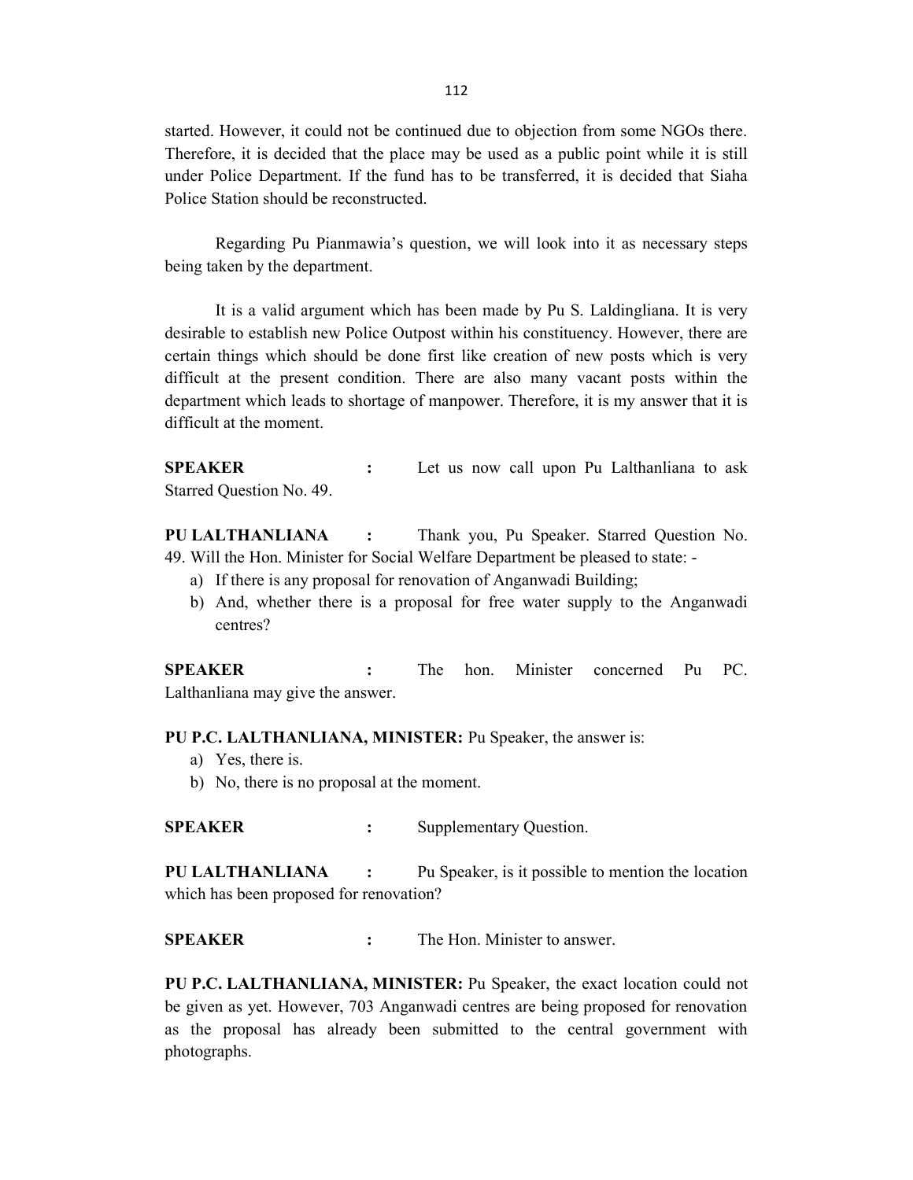started. However, it could not be continued due to objection from some NGOs there. Therefore, it is decided that the place may be used as a public point while it is still under Police Department. If the fund has to be transferred, it is decided that Siaha Police Station should be reconstructed.

Regarding Pu Pianmawia's question, we will look into it as necessary steps being taken by the department.

It is a valid argument which has been made by Pu S. Laldingliana. It is very desirable to establish new Police Outpost within his constituency. However, there are certain things which should be done first like creation of new posts which is very difficult at the present condition. There are also many vacant posts within the department which leads to shortage of manpower. Therefore, it is my answer that it is difficult at the moment.

**SPEAKER** : Let us now call upon Pu Lalthanliana to ask Starred Question No. 49.

**PU LALTHANLIANA** : Thank you, Pu Speaker. Starred Question No. 49. Will the Hon. Minister for Social Welfare Department be pleased to state: -

a) If there is any proposal for renovation of Anganwadi Building;
b) And, whether there is a proposal for free water supply to the Anganwadi centres?

**SPEAKER** : The hon. Minister concerned Pu PC. Lalthanliana may give the answer.

**PU P.C. LALTHANLIANA, MINISTER:** Pu Speaker, the answer is:

a) Yes, there is.
b) No, there is no proposal at the moment.

**SPEAKER** : Supplementary Question.

**PU LALTHANLIANA** : Pu Speaker, is it possible to mention the location which has been proposed for renovation?

**SPEAKER** : The Hon. Minister to answer.

**PU P.C. LALTHANLIANA, MINISTER:** Pu Speaker, the exact location could not be given as yet. However, 703 Anganwadi centres are being proposed for renovation as the proposal has already been submitted to the central government with photographs.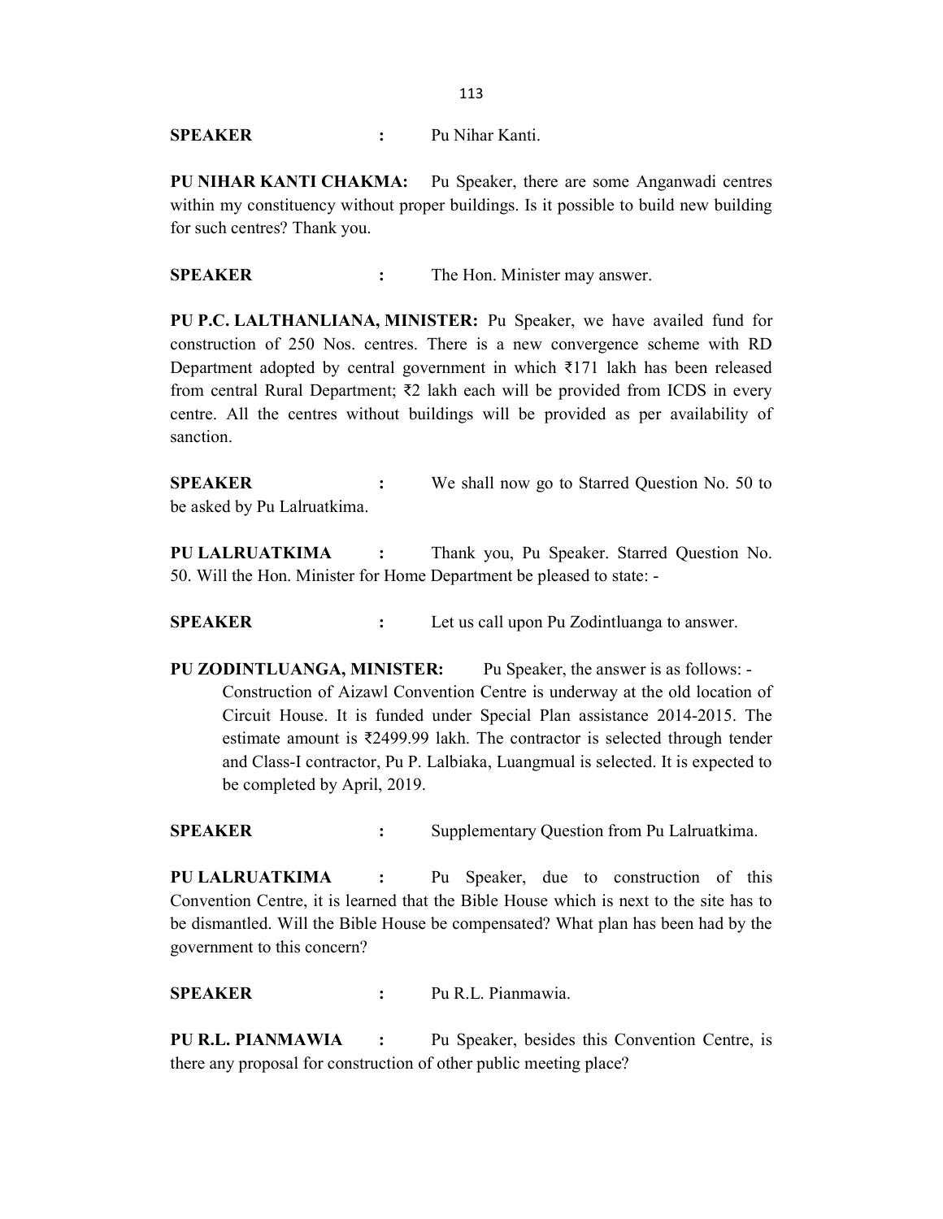**SPEAKER** : Pu Nihar Kanti.

**PU NIHAR KANTI CHAKMA:** Pu Speaker, there are some Anganwadi centres within my constituency without proper buildings. Is it possible to build new building for such centres? Thank you.

**SPEAKER** : The Hon. Minister may answer.

**PU P.C. LALTHANLIANA, MINISTER:** Pu Speaker, we have availed fund for construction of 250 Nos. centres. There is a new convergence scheme with RD Department adopted by central government in which ₹171 lakh has been released from central Rural Department; ₹2 lakh each will be provided from ICDS in every centre. All the centres without buildings will be provided as per availability of sanction.

**SPEAKER** : We shall now go to Starred Question No. 50 to be asked by Pu Lalruatkima.

**PU LALRUATKIMA** : Thank you, Pu Speaker. Starred Question No. 50. Will the Hon. Minister for Home Department be pleased to state: -

**SPEAKER** : Let us call upon Pu Zodintluanga to answer.

**PU ZODINTLUANGA, MINISTER:** Pu Speaker, the answer is as follows: -

Construction of Aizawl Convention Centre is underway at the old location of Circuit House. It is funded under Special Plan assistance 2014-2015. The estimate amount is ₹2499.99 lakh. The contractor is selected through tender and Class-I contractor, Pu P. Lalbiaka, Luangmual is selected. It is expected to be completed by April, 2019.

**SPEAKER** : Supplementary Question from Pu Lalruatkima.

**PU LALRUATKIMA** : Pu Speaker, due to construction of this Convention Centre, it is learned that the Bible House which is next to the site has to be dismantled. Will the Bible House be compensated? What plan has been had by the government to this concern?

**SPEAKER** : Pu R.L. Pianmawia.

**PU R.L. PIANMAWIA** : Pu Speaker, besides this Convention Centre, is there any proposal for construction of other public meeting place?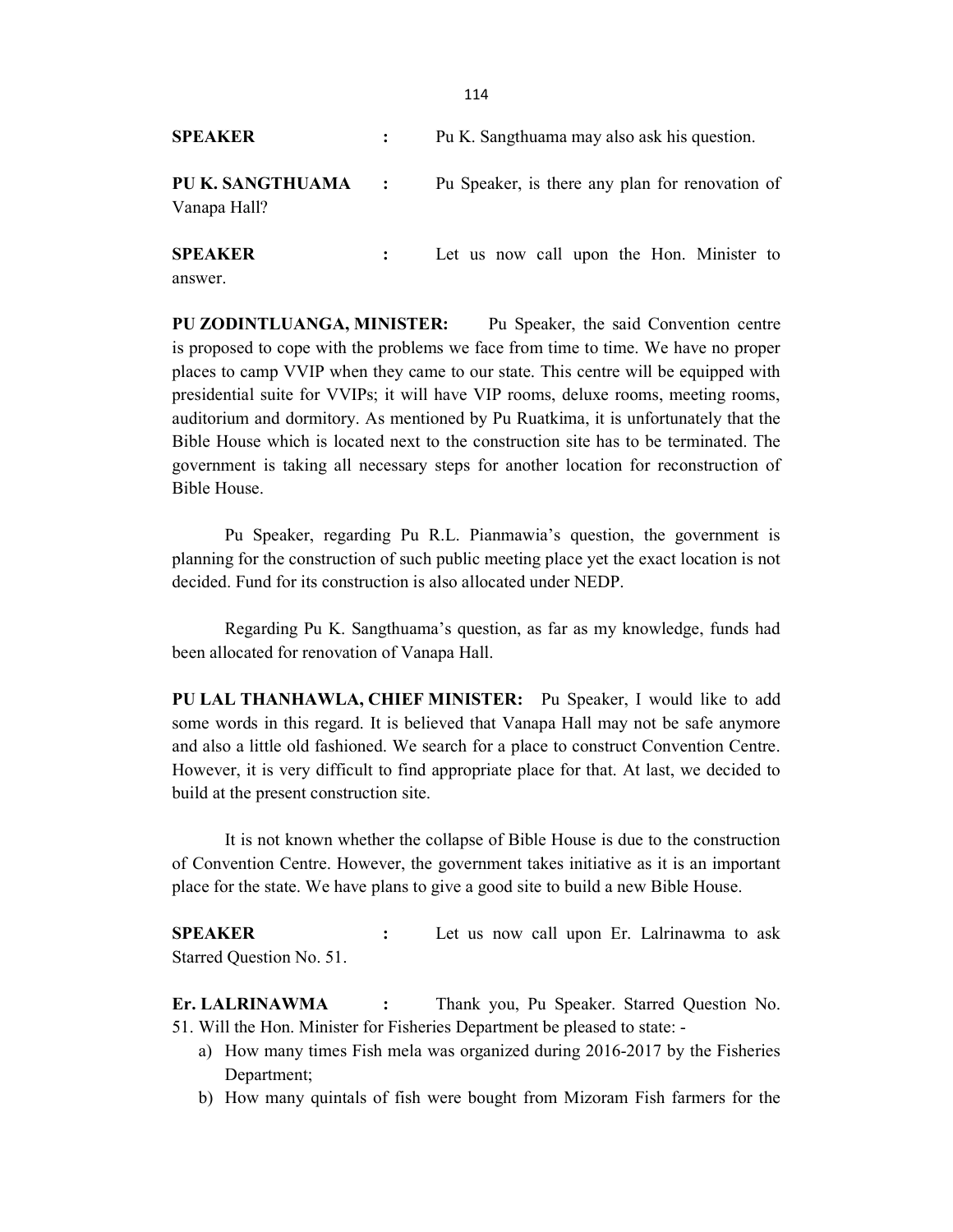**SPEAKER** : Pu K. Sangthuama may also ask his question.

**PU K. SANGTHUAMA** : Pu Speaker, is there any plan for renovation of Vanapa Hall?

**SPEAKER** : Let us now call upon the Hon. Minister to answer.

**PU ZODINTLUANGA, MINISTER:** Pu Speaker, the said Convention centre is proposed to cope with the problems we face from time to time. We have no proper places to camp VVIP when they came to our state. This centre will be equipped with presidential suite for VVIPs; it will have VIP rooms, deluxe rooms, meeting rooms, auditorium and dormitory. As mentioned by Pu Ruatkima, it is unfortunately that the Bible House which is located next to the construction site has to be terminated. The government is taking all necessary steps for another location for reconstruction of Bible House.

Pu Speaker, regarding Pu R.L. Pianmawia's question, the government is planning for the construction of such public meeting place yet the exact location is not decided. Fund for its construction is also allocated under NEDP.

Regarding Pu K. Sangthuama's question, as far as my knowledge, funds had been allocated for renovation of Vanapa Hall.

**PU LAL THANHAWLA, CHIEF MINISTER:** Pu Speaker, I would like to add some words in this regard. It is believed that Vanapa Hall may not be safe anymore and also a little old fashioned. We search for a place to construct Convention Centre. However, it is very difficult to find appropriate place for that. At last, we decided to build at the present construction site.

It is not known whether the collapse of Bible House is due to the construction of Convention Centre. However, the government takes initiative as it is an important place for the state. We have plans to give a good site to build a new Bible House.

**SPEAKER** : Let us now call upon Er. Lalrinawma to ask Starred Question No. 51.

**Er. LALRINAWMA** : Thank you, Pu Speaker. Starred Question No. 51. Will the Hon. Minister for Fisheries Department be pleased to state: -

a) How many times Fish mela was organized during 2016-2017 by the Fisheries Department;
b) How many quintals of fish were bought from Mizoram Fish farmers for the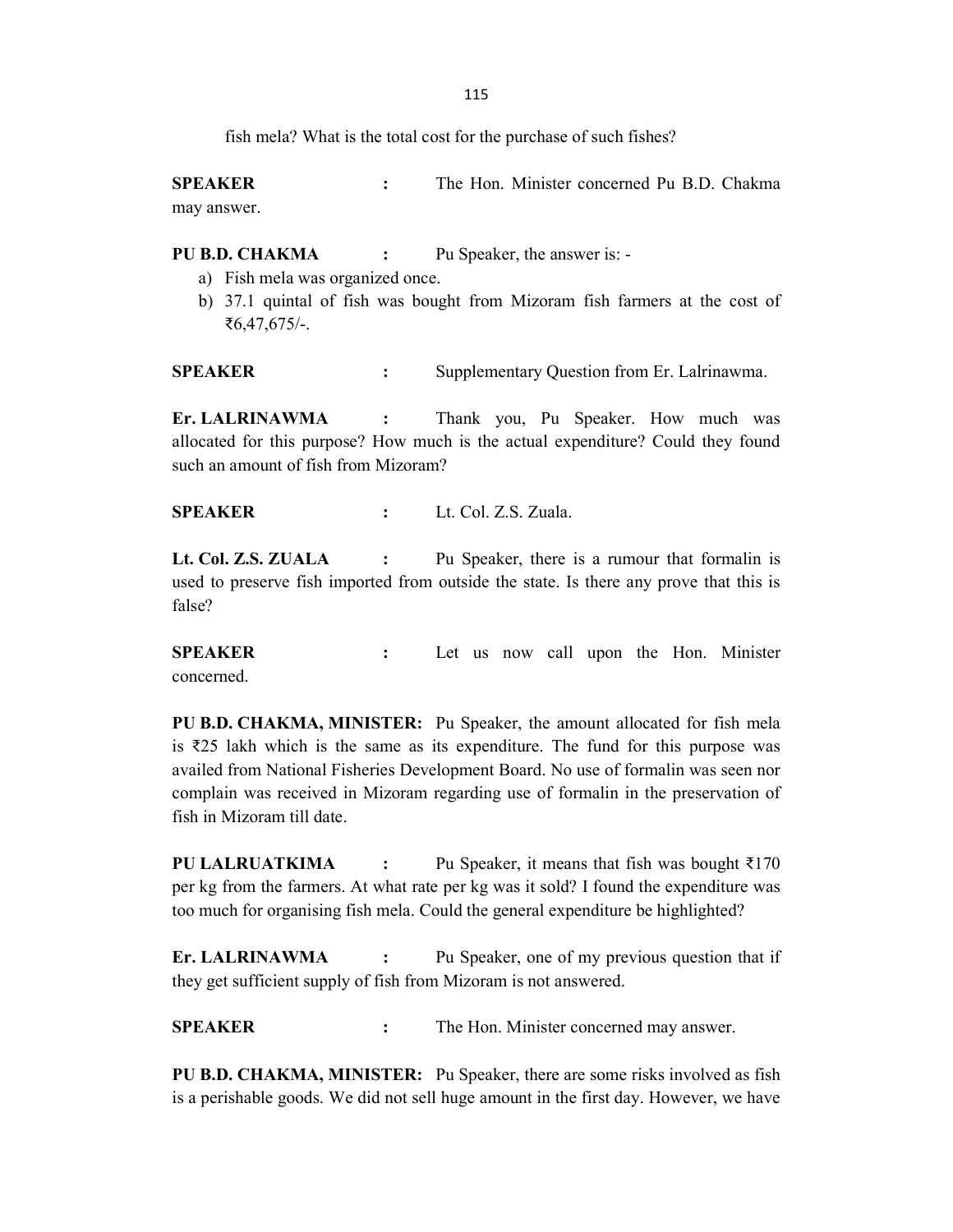fish mela? What is the total cost for the purchase of such fishes?

**SPEAKER** : The Hon. Minister concerned Pu B.D. Chakma may answer.

**PU B.D. CHAKMA** : Pu Speaker, the answer is: -

a) Fish mela was organized once.
b) 37.1 quintal of fish was bought from Mizoram fish farmers at the cost of ₹6,47,675/-.

**SPEAKER** : Supplementary Question from Er. Lalrinawma.

**Er. LALRINAWMA** : Thank you, Pu Speaker. How much was allocated for this purpose? How much is the actual expenditure? Could they found such an amount of fish from Mizoram?

**SPEAKER** : Lt. Col. Z.S. Zuala.

**Lt. Col. Z.S. ZUALA** : Pu Speaker, there is a rumour that formalin is used to preserve fish imported from outside the state. Is there any prove that this is false?

**SPEAKER** : Let us now call upon the Hon. Minister concerned.

**PU B.D. CHAKMA, MINISTER:** Pu Speaker, the amount allocated for fish mela is ₹25 lakh which is the same as its expenditure. The fund for this purpose was availed from National Fisheries Development Board. No use of formalin was seen nor complain was received in Mizoram regarding use of formalin in the preservation of fish in Mizoram till date.

**PU LALRUATKIMA** : Pu Speaker, it means that fish was bought ₹170 per kg from the farmers. At what rate per kg was it sold? I found the expenditure was too much for organising fish mela. Could the general expenditure be highlighted?

**Er. LALRINAWMA** : Pu Speaker, one of my previous question that if they get sufficient supply of fish from Mizoram is not answered.

**SPEAKER** : The Hon. Minister concerned may answer.

**PU B.D. CHAKMA, MINISTER:** Pu Speaker, there are some risks involved as fish is a perishable goods. We did not sell huge amount in the first day. However, we have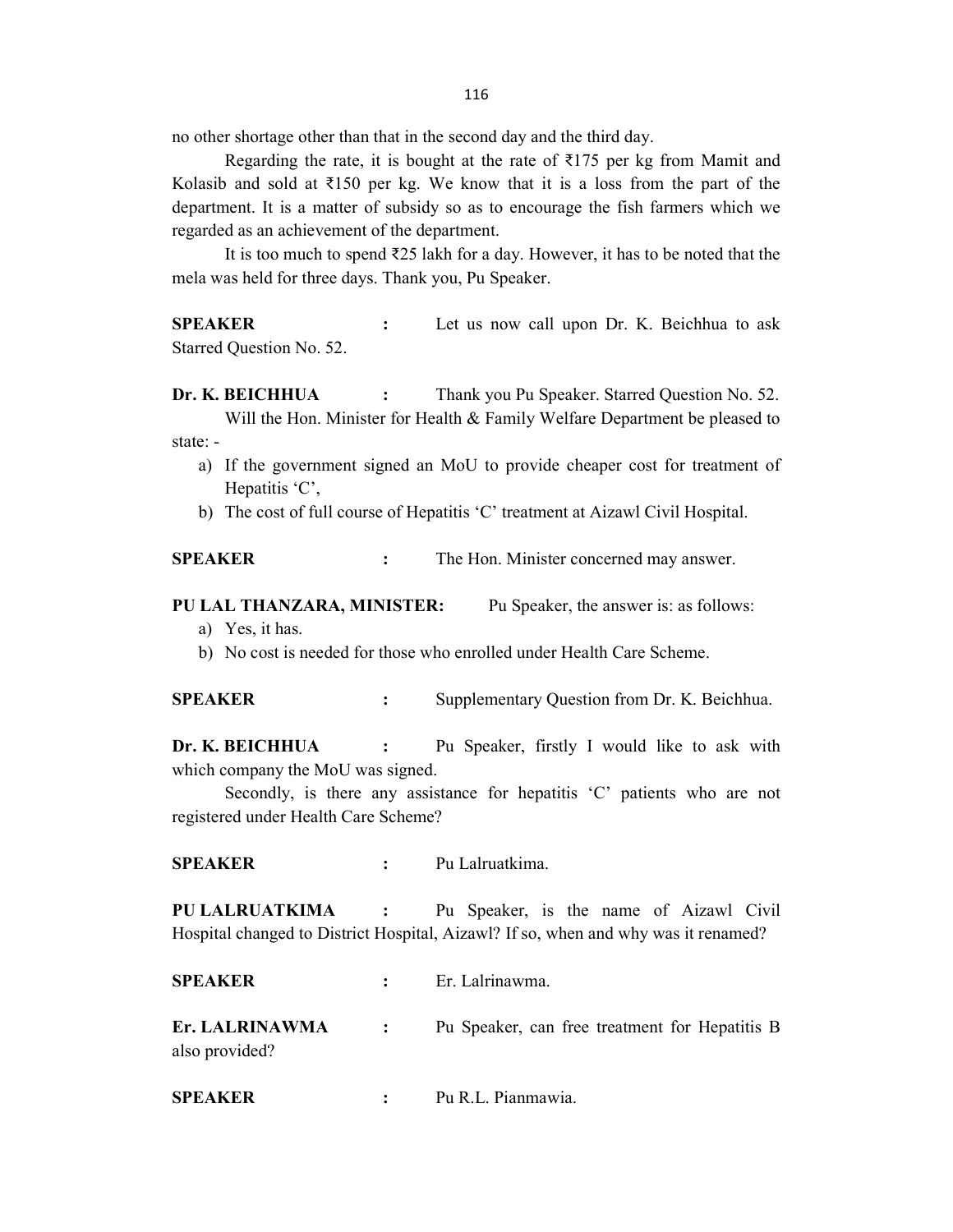no other shortage other than that in the second day and the third day.

Regarding the rate, it is bought at the rate of ₹175 per kg from Mamit and Kolasib and sold at ₹150 per kg. We know that it is a loss from the part of the department. It is a matter of subsidy so as to encourage the fish farmers which we regarded as an achievement of the department.

It is too much to spend ₹25 lakh for a day. However, it has to be noted that the mela was held for three days. Thank you, Pu Speaker.

**SPEAKER** : Let us now call upon Dr. K. Beichhua to ask Starred Question No. 52.

**Dr. K. BEICHHUA** : Thank you Pu Speaker. Starred Question No. 52.

Will the Hon. Minister for Health & Family Welfare Department be pleased to state: -

a) If the government signed an MoU to provide cheaper cost for treatment of Hepatitis 'C',
b) The cost of full course of Hepatitis 'C' treatment at Aizawl Civil Hospital.

**SPEAKER** : The Hon. Minister concerned may answer.

**PU LAL THANZARA, MINISTER:** Pu Speaker, the answer is: as follows:

a) Yes, it has.
b) No cost is needed for those who enrolled under Health Care Scheme.

**SPEAKER** : Supplementary Question from Dr. K. Beichhua.

**Dr. K. BEICHHUA** : Pu Speaker, firstly I would like to ask with which company the MoU was signed.

Secondly, is there any assistance for hepatitis 'C' patients who are not registered under Health Care Scheme?

**SPEAKER** : Pu Lalruatkima.

**PU LALRUATKIMA** : Pu Speaker, is the name of Aizawl Civil Hospital changed to District Hospital, Aizawl? If so, when and why was it renamed?

**SPEAKER** : Er. Lalrinawma.

**Er. LALRINAWMA** : Pu Speaker, can free treatment for Hepatitis B also provided?

**SPEAKER** : Pu R.L. Pianmawia.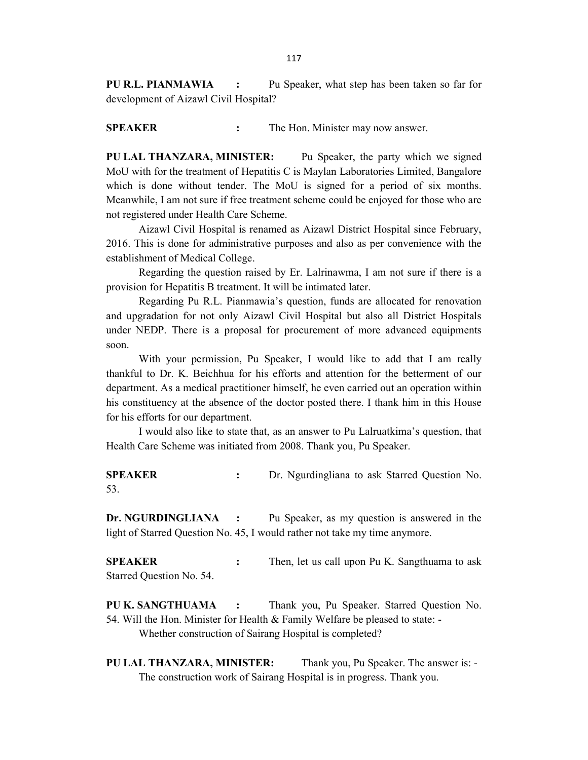**PU R.L. PIANMAWIA :** Pu Speaker, what step has been taken so far for development of Aizawl Civil Hospital?

**SPEAKER :** The Hon. Minister may now answer.

**PU LAL THANZARA, MINISTER:** Pu Speaker, the party which we signed MoU with for the treatment of Hepatitis C is Maylan Laboratories Limited, Bangalore which is done without tender. The MoU is signed for a period of six months. Meanwhile, I am not sure if free treatment scheme could be enjoyed for those who are not registered under Health Care Scheme.

Aizawl Civil Hospital is renamed as Aizawl District Hospital since February, 2016. This is done for administrative purposes and also as per convenience with the establishment of Medical College.

Regarding the question raised by Er. Lalrinawma, I am not sure if there is a provision for Hepatitis B treatment. It will be intimated later.

Regarding Pu R.L. Pianmawia's question, funds are allocated for renovation and upgradation for not only Aizawl Civil Hospital but also all District Hospitals under NEDP. There is a proposal for procurement of more advanced equipments soon.

With your permission, Pu Speaker, I would like to add that I am really thankful to Dr. K. Beichhua for his efforts and attention for the betterment of our department. As a medical practitioner himself, he even carried out an operation within his constituency at the absence of the doctor posted there. I thank him in this House for his efforts for our department.

I would also like to state that, as an answer to Pu Lalruatkima's question, that Health Care Scheme was initiated from 2008. Thank you, Pu Speaker.

**SPEAKER :** Dr. Ngurdingliana to ask Starred Question No. 53.

**Dr. NGURDINGLIANA :** Pu Speaker, as my question is answered in the light of Starred Question No. 45, I would rather not take my time anymore.

**SPEAKER :** Then, let us call upon Pu K. Sangthuama to ask Starred Question No. 54.

**PU K. SANGTHUAMA :** Thank you, Pu Speaker. Starred Question No. 54. Will the Hon. Minister for Health & Family Welfare be pleased to state: -

Whether construction of Sairang Hospital is completed?

**PU LAL THANZARA, MINISTER:** Thank you, Pu Speaker. The answer is: -

The construction work of Sairang Hospital is in progress. Thank you.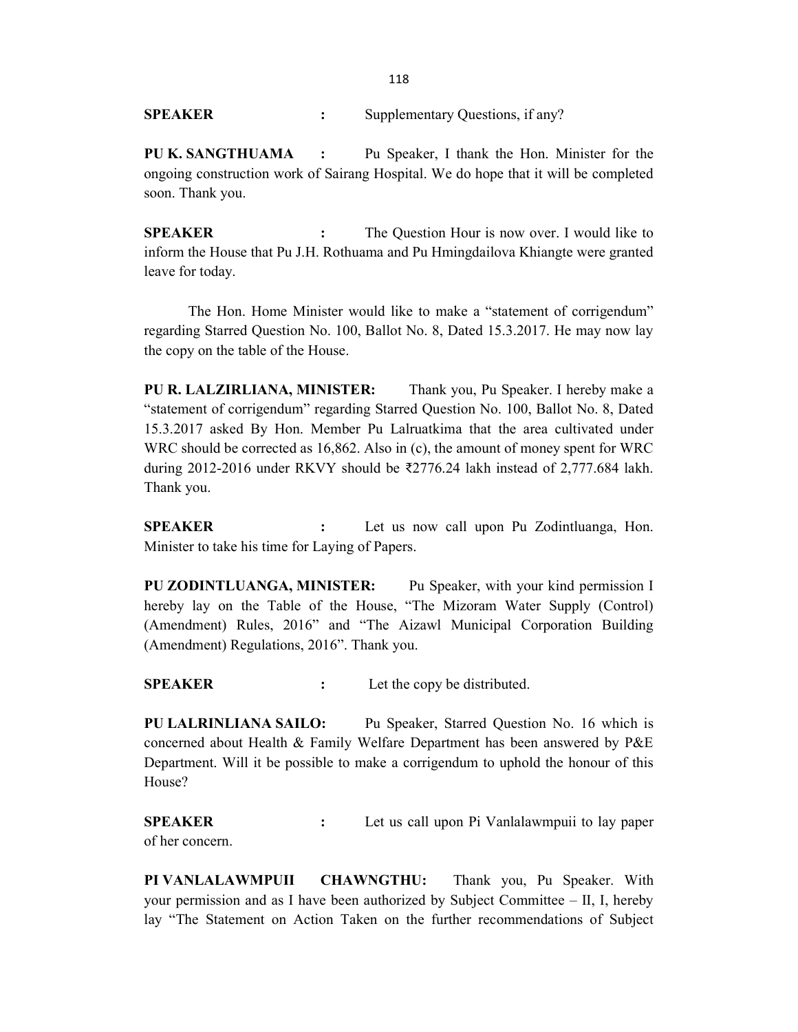**SPEAKER** : Supplementary Questions, if any?

**PU K. SANGTHUAMA** : Pu Speaker, I thank the Hon. Minister for the ongoing construction work of Sairang Hospital. We do hope that it will be completed soon. Thank you.

**SPEAKER** : The Question Hour is now over. I would like to inform the House that Pu J.H. Rothuama and Pu Hmingdailova Khiangte were granted leave for today.

The Hon. Home Minister would like to make a "statement of corrigendum" regarding Starred Question No. 100, Ballot No. 8, Dated 15.3.2017. He may now lay the copy on the table of the House.

**PU R. LALZIRLIANA, MINISTER:** Thank you, Pu Speaker. I hereby make a "statement of corrigendum" regarding Starred Question No. 100, Ballot No. 8, Dated 15.3.2017 asked By Hon. Member Pu Lalruatkima that the area cultivated under WRC should be corrected as 16,862. Also in (c), the amount of money spent for WRC during 2012-2016 under RKVY should be ₹2776.24 lakh instead of 2,777.684 lakh. Thank you.

**SPEAKER** : Let us now call upon Pu Zodintluanga, Hon. Minister to take his time for Laying of Papers.

**PU ZODINTLUANGA, MINISTER:** Pu Speaker, with your kind permission I hereby lay on the Table of the House, "The Mizoram Water Supply (Control) (Amendment) Rules, 2016" and "The Aizawl Municipal Corporation Building (Amendment) Regulations, 2016". Thank you.

**SPEAKER** : Let the copy be distributed.

**PU LALRINLIANA SAILO:** Pu Speaker, Starred Question No. 16 which is concerned about Health & Family Welfare Department has been answered by P&E Department. Will it be possible to make a corrigendum to uphold the honour of this House?

**SPEAKER** : Let us call upon Pi Vanlalawmpuii to lay paper of her concern.

**PI VANLALAWMPUII CHAWNGTHU:** Thank you, Pu Speaker. With your permission and as I have been authorized by Subject Committee – II, I, hereby lay "The Statement on Action Taken on the further recommendations of Subject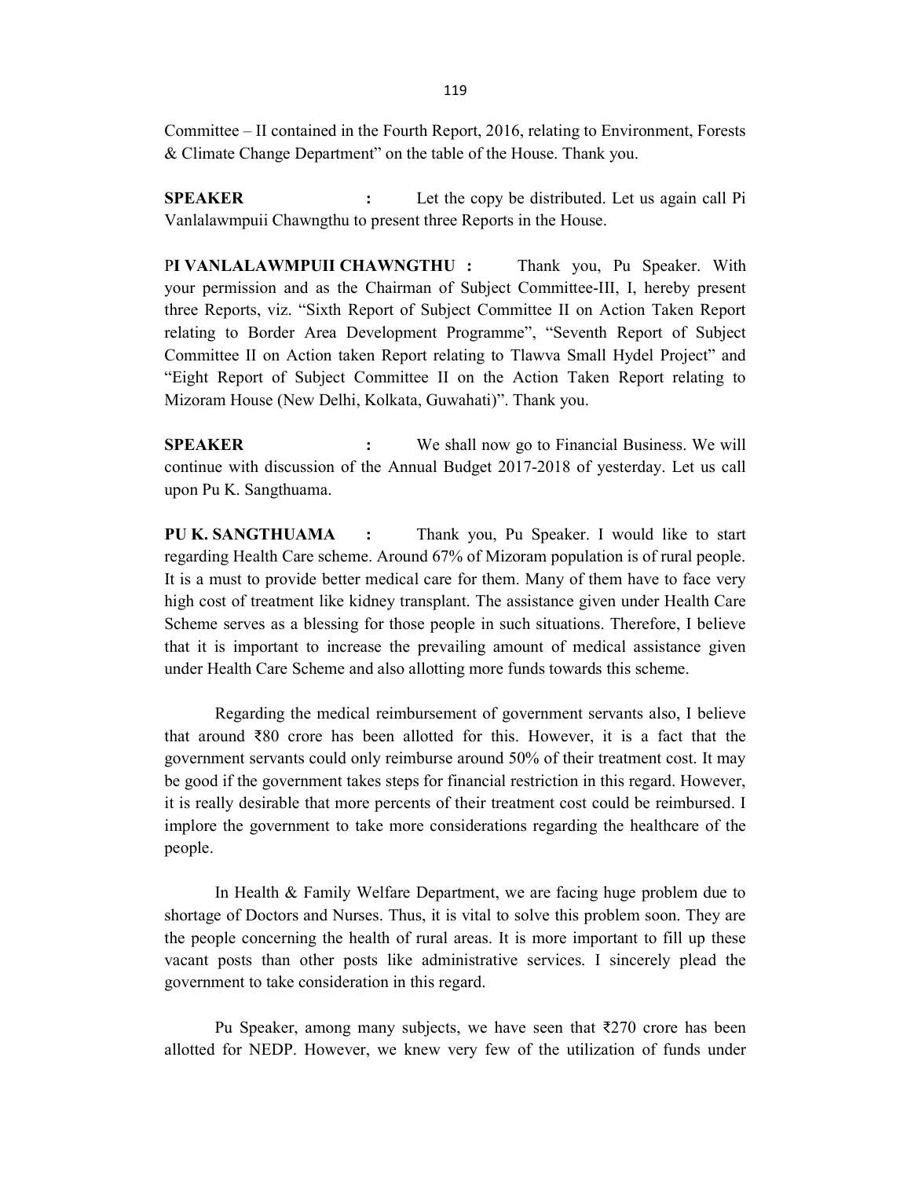Committee – II contained in the Fourth Report, 2016, relating to Environment, Forests & Climate Change Department" on the table of the House. Thank you.

**SPEAKER :** Let the copy be distributed. Let us again call Pi Vanlalawmpuii Chawngthu to present three Reports in the House.

P**I VANLALAWMPUII CHAWNGTHU :** Thank you, Pu Speaker. With your permission and as the Chairman of Subject Committee-III, I, hereby present three Reports, viz. "Sixth Report of Subject Committee II on Action Taken Report relating to Border Area Development Programme", "Seventh Report of Subject Committee II on Action taken Report relating to Tlawva Small Hydel Project" and "Eight Report of Subject Committee II on the Action Taken Report relating to Mizoram House (New Delhi, Kolkata, Guwahati)". Thank you.

**SPEAKER :** We shall now go to Financial Business. We will continue with discussion of the Annual Budget 2017-2018 of yesterday. Let us call upon Pu K. Sangthuama.

**PU K. SANGTHUAMA :** Thank you, Pu Speaker. I would like to start regarding Health Care scheme. Around 67% of Mizoram population is of rural people. It is a must to provide better medical care for them. Many of them have to face very high cost of treatment like kidney transplant. The assistance given under Health Care Scheme serves as a blessing for those people in such situations. Therefore, I believe that it is important to increase the prevailing amount of medical assistance given under Health Care Scheme and also allotting more funds towards this scheme.

Regarding the medical reimbursement of government servants also, I believe that around ₹80 crore has been allotted for this. However, it is a fact that the government servants could only reimburse around 50% of their treatment cost. It may be good if the government takes steps for financial restriction in this regard. However, it is really desirable that more percents of their treatment cost could be reimbursed. I implore the government to take more considerations regarding the healthcare of the people.

In Health & Family Welfare Department, we are facing huge problem due to shortage of Doctors and Nurses. Thus, it is vital to solve this problem soon. They are the people concerning the health of rural areas. It is more important to fill up these vacant posts than other posts like administrative services. I sincerely plead the government to take consideration in this regard.

Pu Speaker, among many subjects, we have seen that ₹270 crore has been allotted for NEDP. However, we knew very few of the utilization of funds under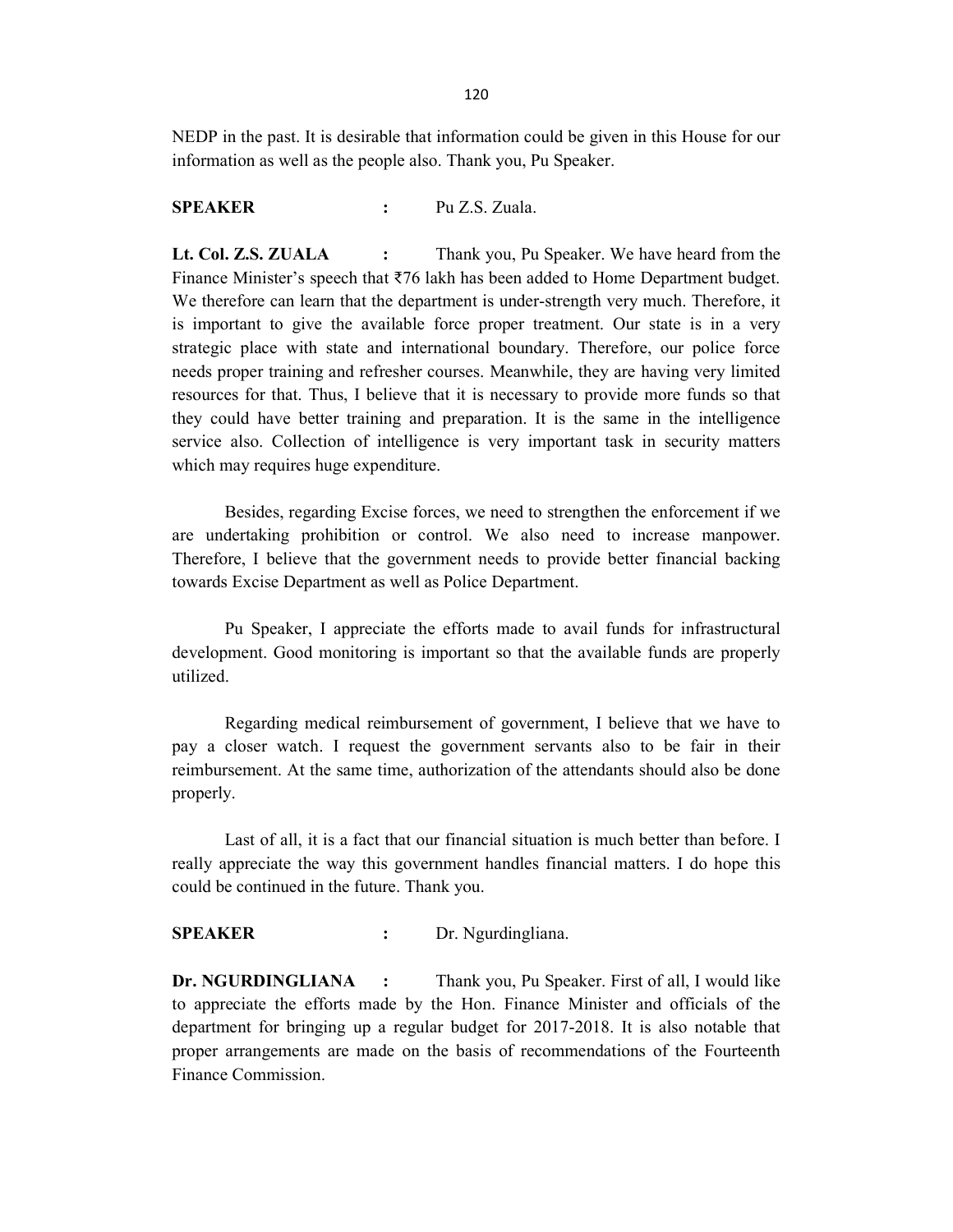NEDP in the past. It is desirable that information could be given in this House for our information as well as the people also. Thank you, Pu Speaker.

**SPEAKER** : Pu Z.S. Zuala.

**Lt. Col. Z.S. ZUALA** : Thank you, Pu Speaker. We have heard from the Finance Minister's speech that ₹76 lakh has been added to Home Department budget. We therefore can learn that the department is under-strength very much. Therefore, it is important to give the available force proper treatment. Our state is in a very strategic place with state and international boundary. Therefore, our police force needs proper training and refresher courses. Meanwhile, they are having very limited resources for that. Thus, I believe that it is necessary to provide more funds so that they could have better training and preparation. It is the same in the intelligence service also. Collection of intelligence is very important task in security matters which may requires huge expenditure.

Besides, regarding Excise forces, we need to strengthen the enforcement if we are undertaking prohibition or control. We also need to increase manpower. Therefore, I believe that the government needs to provide better financial backing towards Excise Department as well as Police Department.

Pu Speaker, I appreciate the efforts made to avail funds for infrastructural development. Good monitoring is important so that the available funds are properly utilized.

Regarding medical reimbursement of government, I believe that we have to pay a closer watch. I request the government servants also to be fair in their reimbursement. At the same time, authorization of the attendants should also be done properly.

Last of all, it is a fact that our financial situation is much better than before. I really appreciate the way this government handles financial matters. I do hope this could be continued in the future. Thank you.

**SPEAKER** : Dr. Ngurdingliana.

**Dr. NGURDINGLIANA** : Thank you, Pu Speaker. First of all, I would like to appreciate the efforts made by the Hon. Finance Minister and officials of the department for bringing up a regular budget for 2017-2018. It is also notable that proper arrangements are made on the basis of recommendations of the Fourteenth Finance Commission.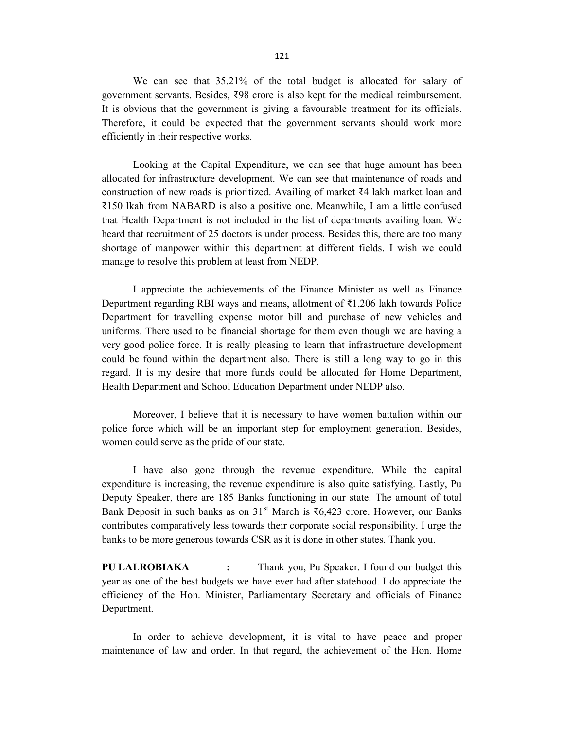We can see that 35.21% of the total budget is allocated for salary of government servants. Besides, ₹98 crore is also kept for the medical reimbursement. It is obvious that the government is giving a favourable treatment for its officials. Therefore, it could be expected that the government servants should work more efficiently in their respective works.

Looking at the Capital Expenditure, we can see that huge amount has been allocated for infrastructure development. We can see that maintenance of roads and construction of new roads is prioritized. Availing of market ₹4 lakh market loan and ₹150 lkah from NABARD is also a positive one. Meanwhile, I am a little confused that Health Department is not included in the list of departments availing loan. We heard that recruitment of 25 doctors is under process. Besides this, there are too many shortage of manpower within this department at different fields. I wish we could manage to resolve this problem at least from NEDP.

I appreciate the achievements of the Finance Minister as well as Finance Department regarding RBI ways and means, allotment of ₹1,206 lakh towards Police Department for travelling expense motor bill and purchase of new vehicles and uniforms. There used to be financial shortage for them even though we are having a very good police force. It is really pleasing to learn that infrastructure development could be found within the department also. There is still a long way to go in this regard. It is my desire that more funds could be allocated for Home Department, Health Department and School Education Department under NEDP also.

Moreover, I believe that it is necessary to have women battalion within our police force which will be an important step for employment generation. Besides, women could serve as the pride of our state.

I have also gone through the revenue expenditure. While the capital expenditure is increasing, the revenue expenditure is also quite satisfying. Lastly, Pu Deputy Speaker, there are 185 Banks functioning in our state. The amount of total Bank Deposit in such banks as on 31st March is ₹6,423 crore. However, our Banks contributes comparatively less towards their corporate social responsibility. I urge the banks to be more generous towards CSR as it is done in other states. Thank you.

**PU LALROBIAKA** : Thank you, Pu Speaker. I found our budget this year as one of the best budgets we have ever had after statehood. I do appreciate the efficiency of the Hon. Minister, Parliamentary Secretary and officials of Finance Department.

In order to achieve development, it is vital to have peace and proper maintenance of law and order. In that regard, the achievement of the Hon. Home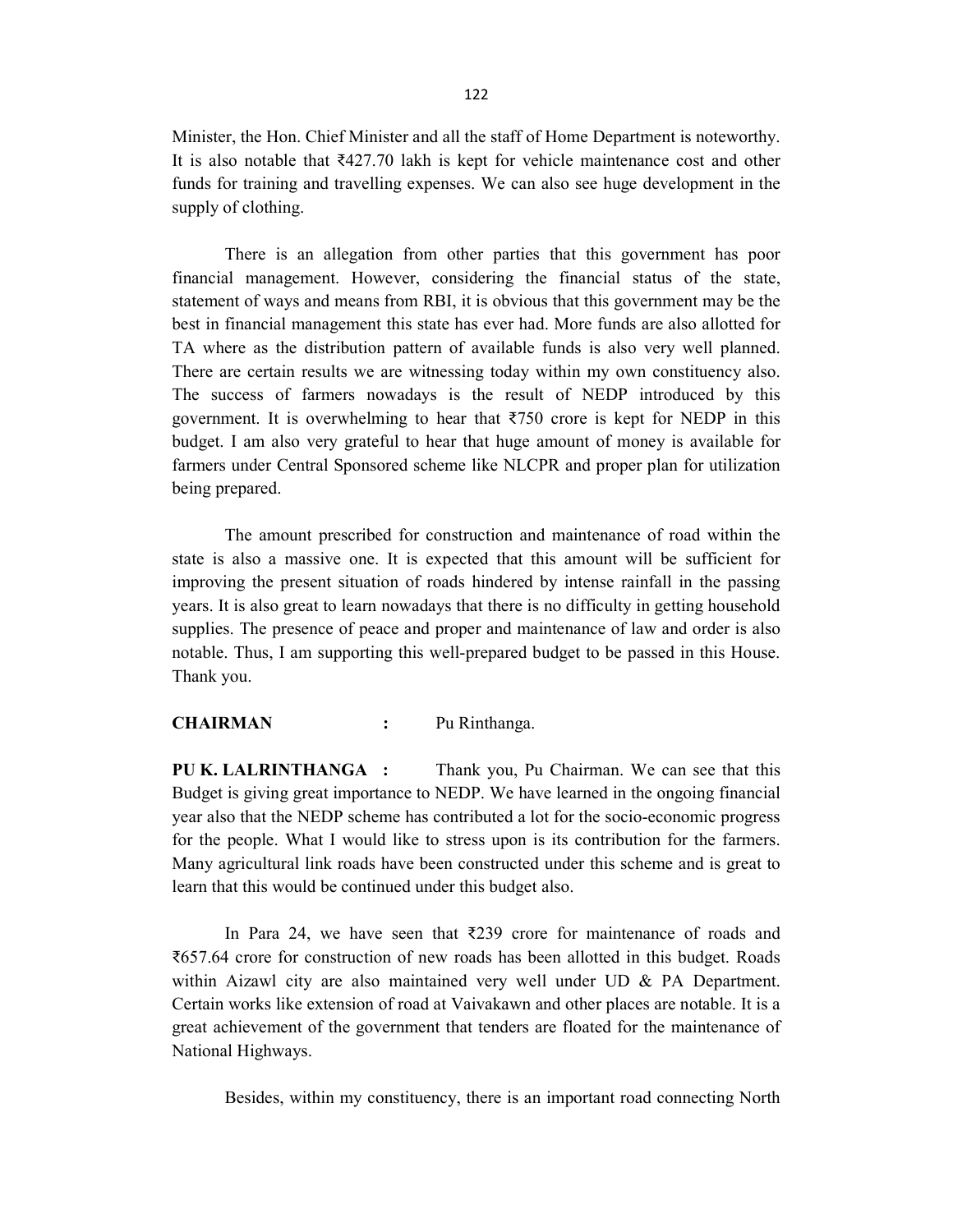Minister, the Hon. Chief Minister and all the staff of Home Department is noteworthy. It is also notable that ₹427.70 lakh is kept for vehicle maintenance cost and other funds for training and travelling expenses. We can also see huge development in the supply of clothing.

There is an allegation from other parties that this government has poor financial management. However, considering the financial status of the state, statement of ways and means from RBI, it is obvious that this government may be the best in financial management this state has ever had. More funds are also allotted for TA where as the distribution pattern of available funds is also very well planned. There are certain results we are witnessing today within my own constituency also. The success of farmers nowadays is the result of NEDP introduced by this government. It is overwhelming to hear that ₹750 crore is kept for NEDP in this budget. I am also very grateful to hear that huge amount of money is available for farmers under Central Sponsored scheme like NLCPR and proper plan for utilization being prepared.

The amount prescribed for construction and maintenance of road within the state is also a massive one. It is expected that this amount will be sufficient for improving the present situation of roads hindered by intense rainfall in the passing years. It is also great to learn nowadays that there is no difficulty in getting household supplies. The presence of peace and proper and maintenance of law and order is also notable. Thus, I am supporting this well-prepared budget to be passed in this House. Thank you.

**CHAIRMAN :** Pu Rinthanga.

**PU K. LALRINTHANGA :** Thank you, Pu Chairman. We can see that this Budget is giving great importance to NEDP. We have learned in the ongoing financial year also that the NEDP scheme has contributed a lot for the socio-economic progress for the people. What I would like to stress upon is its contribution for the farmers. Many agricultural link roads have been constructed under this scheme and is great to learn that this would be continued under this budget also.

In Para 24, we have seen that ₹239 crore for maintenance of roads and ₹657.64 crore for construction of new roads has been allotted in this budget. Roads within Aizawl city are also maintained very well under UD & PA Department. Certain works like extension of road at Vaivakawn and other places are notable. It is a great achievement of the government that tenders are floated for the maintenance of National Highways.

Besides, within my constituency, there is an important road connecting North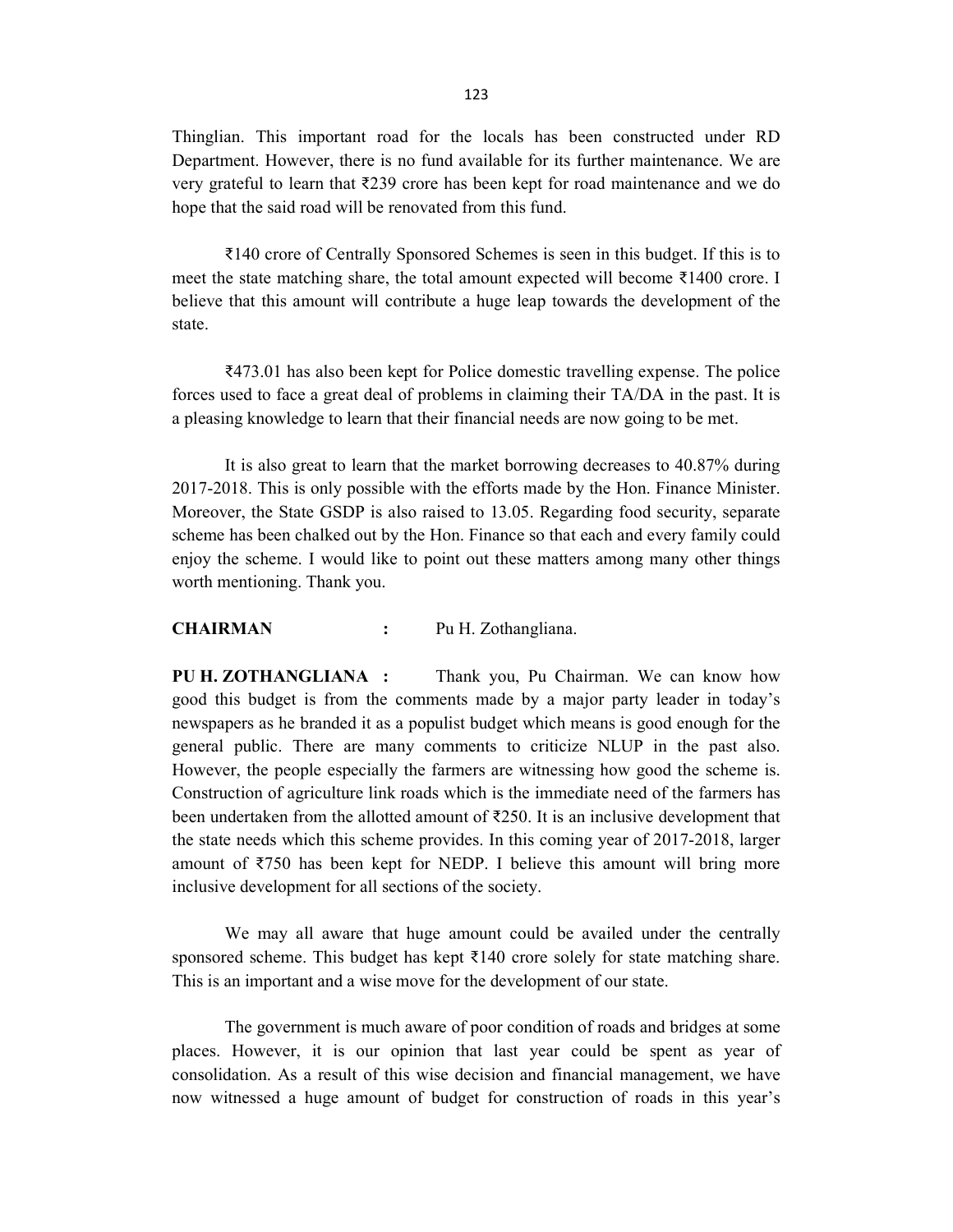Thinglian. This important road for the locals has been constructed under RD Department. However, there is no fund available for its further maintenance. We are very grateful to learn that ₹239 crore has been kept for road maintenance and we do hope that the said road will be renovated from this fund.

₹140 crore of Centrally Sponsored Schemes is seen in this budget. If this is to meet the state matching share, the total amount expected will become ₹1400 crore. I believe that this amount will contribute a huge leap towards the development of the state.

₹473.01 has also been kept for Police domestic travelling expense. The police forces used to face a great deal of problems in claiming their TA/DA in the past. It is a pleasing knowledge to learn that their financial needs are now going to be met.

It is also great to learn that the market borrowing decreases to 40.87% during 2017-2018. This is only possible with the efforts made by the Hon. Finance Minister. Moreover, the State GSDP is also raised to 13.05. Regarding food security, separate scheme has been chalked out by the Hon. Finance so that each and every family could enjoy the scheme. I would like to point out these matters among many other things worth mentioning. Thank you.

**CHAIRMAN :** Pu H. Zothangliana.

**PU H. ZOTHANGLIANA :** Thank you, Pu Chairman. We can know how good this budget is from the comments made by a major party leader in today's newspapers as he branded it as a populist budget which means is good enough for the general public. There are many comments to criticize NLUP in the past also. However, the people especially the farmers are witnessing how good the scheme is. Construction of agriculture link roads which is the immediate need of the farmers has been undertaken from the allotted amount of ₹250. It is an inclusive development that the state needs which this scheme provides. In this coming year of 2017-2018, larger amount of ₹750 has been kept for NEDP. I believe this amount will bring more inclusive development for all sections of the society.

We may all aware that huge amount could be availed under the centrally sponsored scheme. This budget has kept ₹140 crore solely for state matching share. This is an important and a wise move for the development of our state.

The government is much aware of poor condition of roads and bridges at some places. However, it is our opinion that last year could be spent as year of consolidation. As a result of this wise decision and financial management, we have now witnessed a huge amount of budget for construction of roads in this year's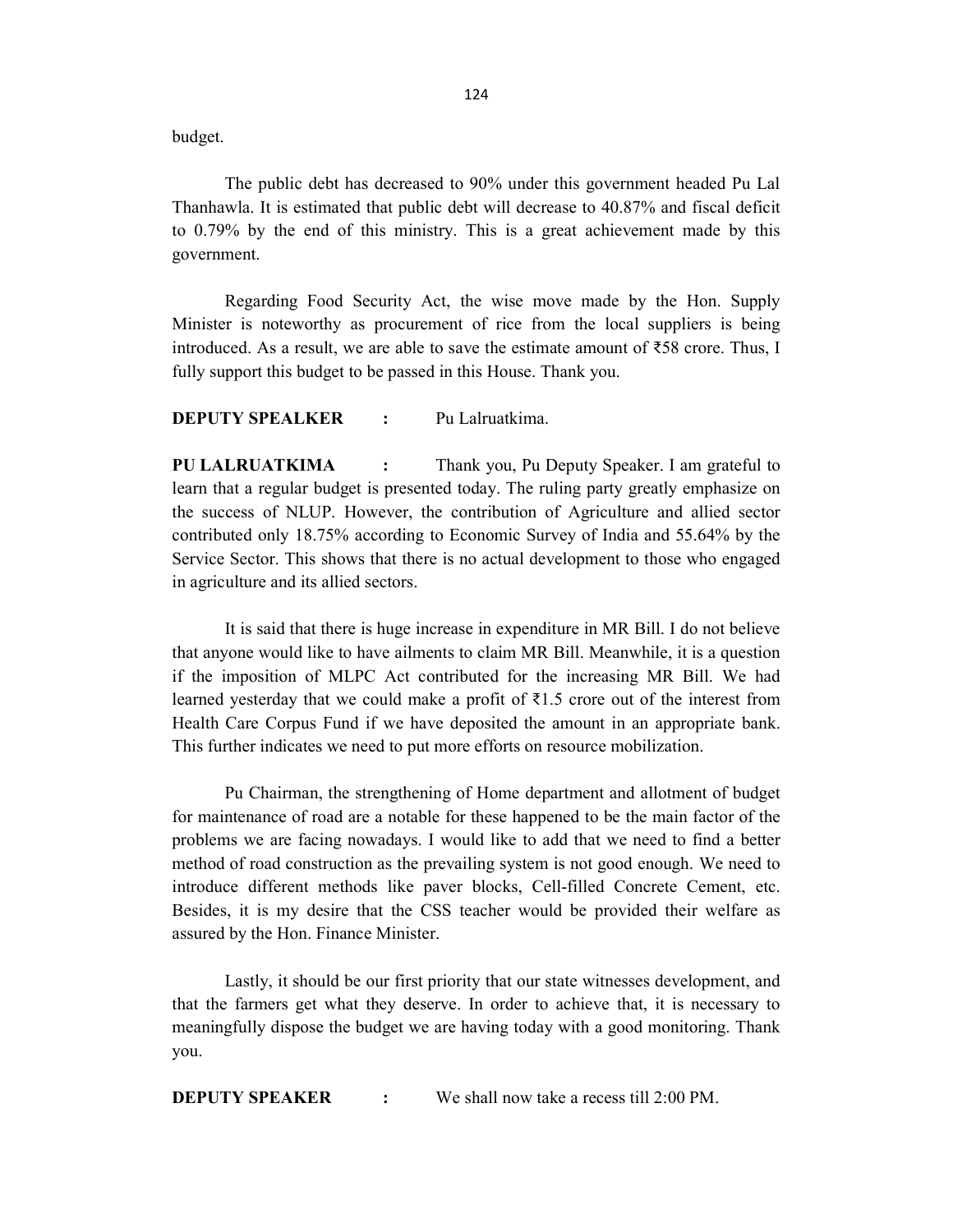budget.

The public debt has decreased to 90% under this government headed Pu Lal Thanhawla. It is estimated that public debt will decrease to 40.87% and fiscal deficit to 0.79% by the end of this ministry. This is a great achievement made by this government.

Regarding Food Security Act, the wise move made by the Hon. Supply Minister is noteworthy as procurement of rice from the local suppliers is being introduced. As a result, we are able to save the estimate amount of ₹58 crore. Thus, I fully support this budget to be passed in this House. Thank you.

**DEPUTY SPEALKER :** Pu Lalruatkima.

**PU LALRUATKIMA :** Thank you, Pu Deputy Speaker. I am grateful to learn that a regular budget is presented today. The ruling party greatly emphasize on the success of NLUP. However, the contribution of Agriculture and allied sector contributed only 18.75% according to Economic Survey of India and 55.64% by the Service Sector. This shows that there is no actual development to those who engaged in agriculture and its allied sectors.

It is said that there is huge increase in expenditure in MR Bill. I do not believe that anyone would like to have ailments to claim MR Bill. Meanwhile, it is a question if the imposition of MLPC Act contributed for the increasing MR Bill. We had learned yesterday that we could make a profit of ₹1.5 crore out of the interest from Health Care Corpus Fund if we have deposited the amount in an appropriate bank. This further indicates we need to put more efforts on resource mobilization.

Pu Chairman, the strengthening of Home department and allotment of budget for maintenance of road are a notable for these happened to be the main factor of the problems we are facing nowadays. I would like to add that we need to find a better method of road construction as the prevailing system is not good enough. We need to introduce different methods like paver blocks, Cell-filled Concrete Cement, etc. Besides, it is my desire that the CSS teacher would be provided their welfare as assured by the Hon. Finance Minister.

Lastly, it should be our first priority that our state witnesses development, and that the farmers get what they deserve. In order to achieve that, it is necessary to meaningfully dispose the budget we are having today with a good monitoring. Thank you.

**DEPUTY SPEAKER :** We shall now take a recess till 2:00 PM.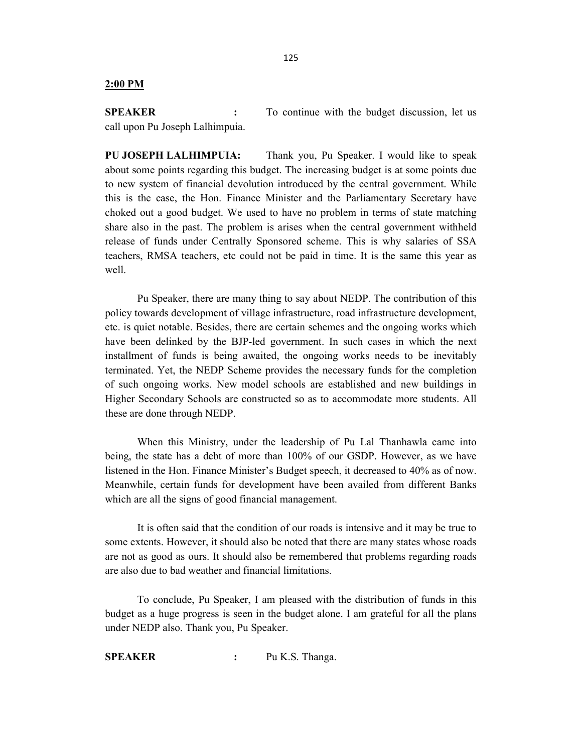**2:00 PM**

**SPEAKER** : To continue with the budget discussion, let us call upon Pu Joseph Lalhimpuia.

**PU JOSEPH LALHIMPUIA:** Thank you, Pu Speaker. I would like to speak about some points regarding this budget. The increasing budget is at some points due to new system of financial devolution introduced by the central government. While this is the case, the Hon. Finance Minister and the Parliamentary Secretary have choked out a good budget. We used to have no problem in terms of state matching share also in the past. The problem is arises when the central government withheld release of funds under Centrally Sponsored scheme. This is why salaries of SSA teachers, RMSA teachers, etc could not be paid in time. It is the same this year as well.

Pu Speaker, there are many thing to say about NEDP. The contribution of this policy towards development of village infrastructure, road infrastructure development, etc. is quiet notable. Besides, there are certain schemes and the ongoing works which have been delinked by the BJP-led government. In such cases in which the next installment of funds is being awaited, the ongoing works needs to be inevitably terminated. Yet, the NEDP Scheme provides the necessary funds for the completion of such ongoing works. New model schools are established and new buildings in Higher Secondary Schools are constructed so as to accommodate more students. All these are done through NEDP.

When this Ministry, under the leadership of Pu Lal Thanhawla came into being, the state has a debt of more than 100% of our GSDP. However, as we have listened in the Hon. Finance Minister's Budget speech, it decreased to 40% as of now. Meanwhile, certain funds for development have been availed from different Banks which are all the signs of good financial management.

It is often said that the condition of our roads is intensive and it may be true to some extents. However, it should also be noted that there are many states whose roads are not as good as ours. It should also be remembered that problems regarding roads are also due to bad weather and financial limitations.

To conclude, Pu Speaker, I am pleased with the distribution of funds in this budget as a huge progress is seen in the budget alone. I am grateful for all the plans under NEDP also. Thank you, Pu Speaker.

**SPEAKER** : Pu K.S. Thanga.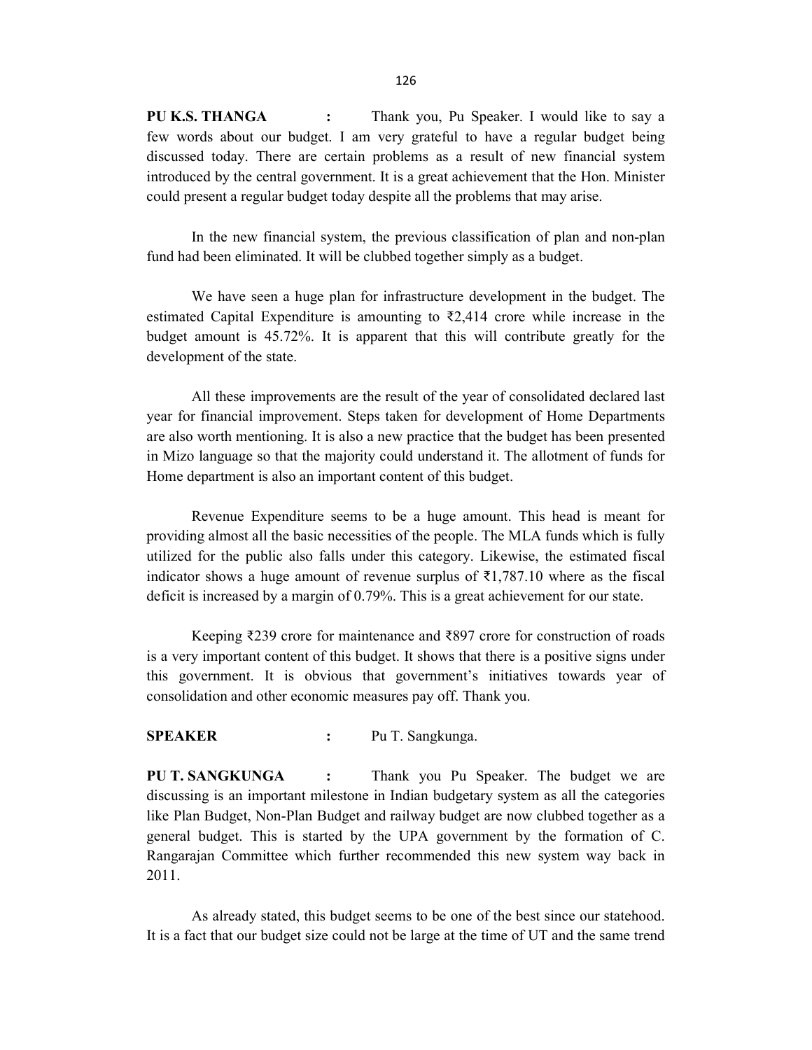**PU K.S. THANGA** : Thank you, Pu Speaker. I would like to say a few words about our budget. I am very grateful to have a regular budget being discussed today. There are certain problems as a result of new financial system introduced by the central government. It is a great achievement that the Hon. Minister could present a regular budget today despite all the problems that may arise.

In the new financial system, the previous classification of plan and non-plan fund had been eliminated. It will be clubbed together simply as a budget.

We have seen a huge plan for infrastructure development in the budget. The estimated Capital Expenditure is amounting to ₹2,414 crore while increase in the budget amount is 45.72%. It is apparent that this will contribute greatly for the development of the state.

All these improvements are the result of the year of consolidated declared last year for financial improvement. Steps taken for development of Home Departments are also worth mentioning. It is also a new practice that the budget has been presented in Mizo language so that the majority could understand it. The allotment of funds for Home department is also an important content of this budget.

Revenue Expenditure seems to be a huge amount. This head is meant for providing almost all the basic necessities of the people. The MLA funds which is fully utilized for the public also falls under this category. Likewise, the estimated fiscal indicator shows a huge amount of revenue surplus of ₹1,787.10 where as the fiscal deficit is increased by a margin of 0.79%. This is a great achievement for our state.

Keeping ₹239 crore for maintenance and ₹897 crore for construction of roads is a very important content of this budget. It shows that there is a positive signs under this government. It is obvious that government's initiatives towards year of consolidation and other economic measures pay off. Thank you.

**SPEAKER** : Pu T. Sangkunga.

**PU T. SANGKUNGA** : Thank you Pu Speaker. The budget we are discussing is an important milestone in Indian budgetary system as all the categories like Plan Budget, Non-Plan Budget and railway budget are now clubbed together as a general budget. This is started by the UPA government by the formation of C. Rangarajan Committee which further recommended this new system way back in 2011.

As already stated, this budget seems to be one of the best since our statehood. It is a fact that our budget size could not be large at the time of UT and the same trend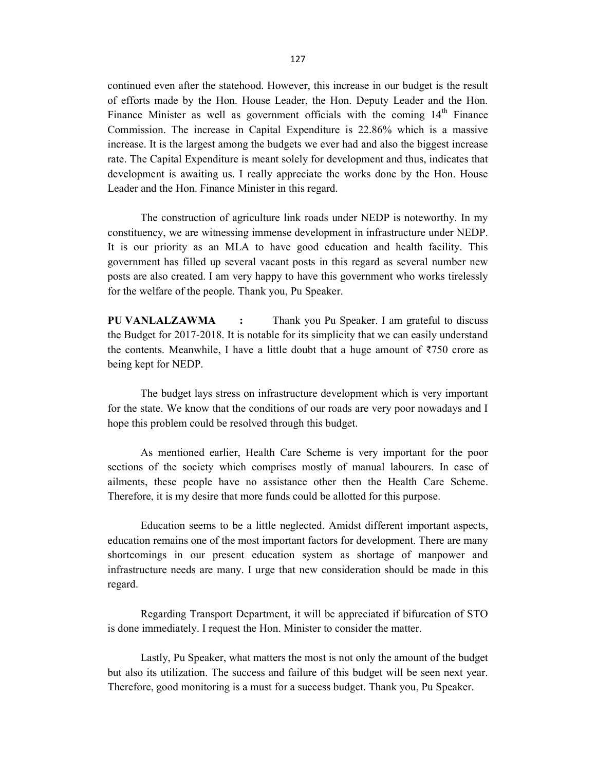continued even after the statehood. However, this increase in our budget is the result of efforts made by the Hon. House Leader, the Hon. Deputy Leader and the Hon. Finance Minister as well as government officials with the coming 14th Finance Commission. The increase in Capital Expenditure is 22.86% which is a massive increase. It is the largest among the budgets we ever had and also the biggest increase rate. The Capital Expenditure is meant solely for development and thus, indicates that development is awaiting us. I really appreciate the works done by the Hon. House Leader and the Hon. Finance Minister in this regard.

The construction of agriculture link roads under NEDP is noteworthy. In my constituency, we are witnessing immense development in infrastructure under NEDP. It is our priority as an MLA to have good education and health facility. This government has filled up several vacant posts in this regard as several number new posts are also created. I am very happy to have this government who works tirelessly for the welfare of the people. Thank you, Pu Speaker.

**PU VANLALZAWMA :** Thank you Pu Speaker. I am grateful to discuss the Budget for 2017-2018. It is notable for its simplicity that we can easily understand the contents. Meanwhile, I have a little doubt that a huge amount of ₹750 crore as being kept for NEDP.

The budget lays stress on infrastructure development which is very important for the state. We know that the conditions of our roads are very poor nowadays and I hope this problem could be resolved through this budget.

As mentioned earlier, Health Care Scheme is very important for the poor sections of the society which comprises mostly of manual labourers. In case of ailments, these people have no assistance other then the Health Care Scheme. Therefore, it is my desire that more funds could be allotted for this purpose.

Education seems to be a little neglected. Amidst different important aspects, education remains one of the most important factors for development. There are many shortcomings in our present education system as shortage of manpower and infrastructure needs are many. I urge that new consideration should be made in this regard.

Regarding Transport Department, it will be appreciated if bifurcation of STO is done immediately. I request the Hon. Minister to consider the matter.

Lastly, Pu Speaker, what matters the most is not only the amount of the budget but also its utilization. The success and failure of this budget will be seen next year. Therefore, good monitoring is a must for a success budget. Thank you, Pu Speaker.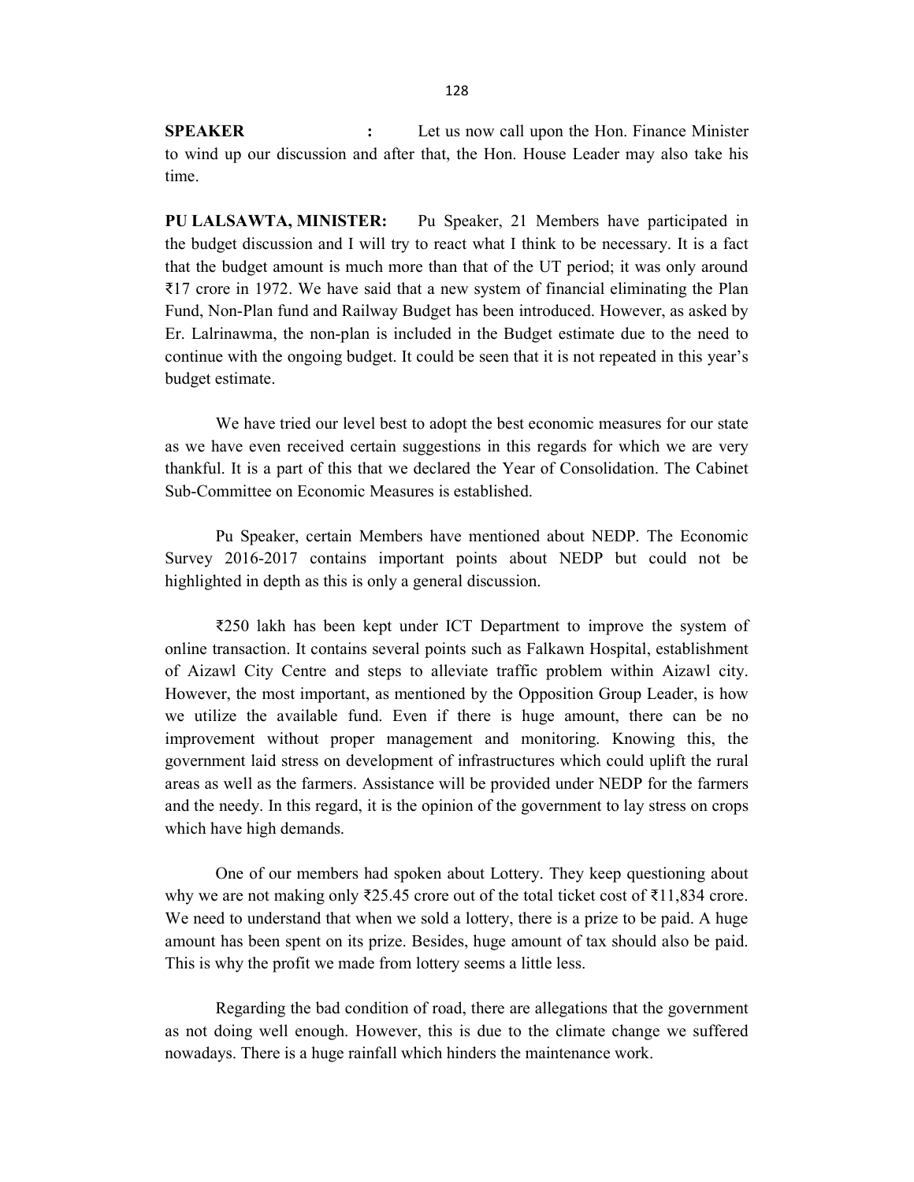**SPEAKER** : Let us now call upon the Hon. Finance Minister to wind up our discussion and after that, the Hon. House Leader may also take his time.

**PU LALSAWTA, MINISTER:** Pu Speaker, 21 Members have participated in the budget discussion and I will try to react what I think to be necessary. It is a fact that the budget amount is much more than that of the UT period; it was only around ₹17 crore in 1972. We have said that a new system of financial eliminating the Plan Fund, Non-Plan fund and Railway Budget has been introduced. However, as asked by Er. Lalrinawma, the non-plan is included in the Budget estimate due to the need to continue with the ongoing budget. It could be seen that it is not repeated in this year's budget estimate.

We have tried our level best to adopt the best economic measures for our state as we have even received certain suggestions in this regards for which we are very thankful. It is a part of this that we declared the Year of Consolidation. The Cabinet Sub-Committee on Economic Measures is established.

Pu Speaker, certain Members have mentioned about NEDP. The Economic Survey 2016-2017 contains important points about NEDP but could not be highlighted in depth as this is only a general discussion.

₹250 lakh has been kept under ICT Department to improve the system of online transaction. It contains several points such as Falkawn Hospital, establishment of Aizawl City Centre and steps to alleviate traffic problem within Aizawl city. However, the most important, as mentioned by the Opposition Group Leader, is how we utilize the available fund. Even if there is huge amount, there can be no improvement without proper management and monitoring. Knowing this, the government laid stress on development of infrastructures which could uplift the rural areas as well as the farmers. Assistance will be provided under NEDP for the farmers and the needy. In this regard, it is the opinion of the government to lay stress on crops which have high demands.

One of our members had spoken about Lottery. They keep questioning about why we are not making only ₹25.45 crore out of the total ticket cost of ₹11,834 crore. We need to understand that when we sold a lottery, there is a prize to be paid. A huge amount has been spent on its prize. Besides, huge amount of tax should also be paid. This is why the profit we made from lottery seems a little less.

Regarding the bad condition of road, there are allegations that the government as not doing well enough. However, this is due to the climate change we suffered nowadays. There is a huge rainfall which hinders the maintenance work.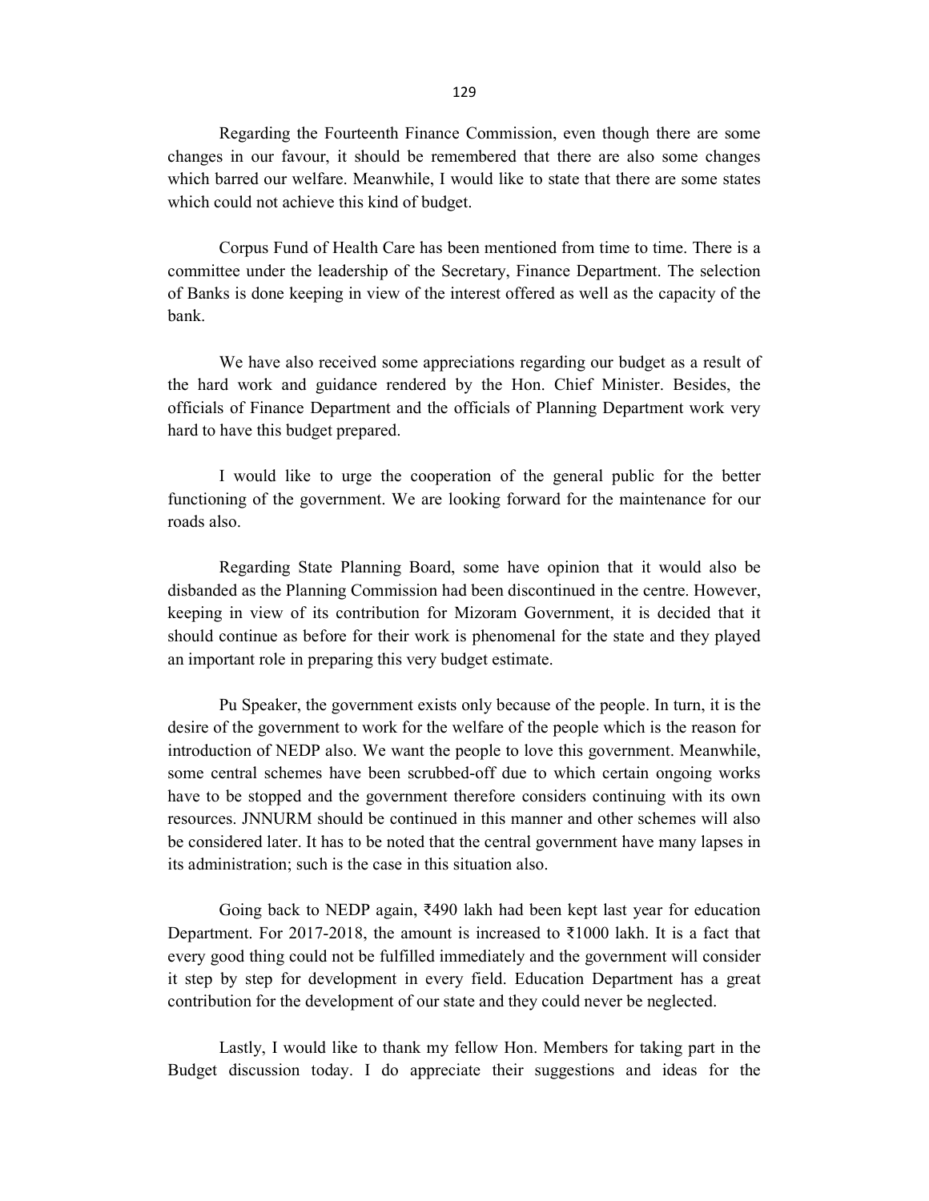Regarding the Fourteenth Finance Commission, even though there are some changes in our favour, it should be remembered that there are also some changes which barred our welfare. Meanwhile, I would like to state that there are some states which could not achieve this kind of budget.

Corpus Fund of Health Care has been mentioned from time to time. There is a committee under the leadership of the Secretary, Finance Department. The selection of Banks is done keeping in view of the interest offered as well as the capacity of the bank.

We have also received some appreciations regarding our budget as a result of the hard work and guidance rendered by the Hon. Chief Minister. Besides, the officials of Finance Department and the officials of Planning Department work very hard to have this budget prepared.

I would like to urge the cooperation of the general public for the better functioning of the government. We are looking forward for the maintenance for our roads also.

Regarding State Planning Board, some have opinion that it would also be disbanded as the Planning Commission had been discontinued in the centre. However, keeping in view of its contribution for Mizoram Government, it is decided that it should continue as before for their work is phenomenal for the state and they played an important role in preparing this very budget estimate.

Pu Speaker, the government exists only because of the people. In turn, it is the desire of the government to work for the welfare of the people which is the reason for introduction of NEDP also. We want the people to love this government. Meanwhile, some central schemes have been scrubbed-off due to which certain ongoing works have to be stopped and the government therefore considers continuing with its own resources. JNNURM should be continued in this manner and other schemes will also be considered later. It has to be noted that the central government have many lapses in its administration; such is the case in this situation also.

Going back to NEDP again, ₹490 lakh had been kept last year for education Department. For 2017-2018, the amount is increased to ₹1000 lakh. It is a fact that every good thing could not be fulfilled immediately and the government will consider it step by step for development in every field. Education Department has a great contribution for the development of our state and they could never be neglected.

Lastly, I would like to thank my fellow Hon. Members for taking part in the Budget discussion today. I do appreciate their suggestions and ideas for the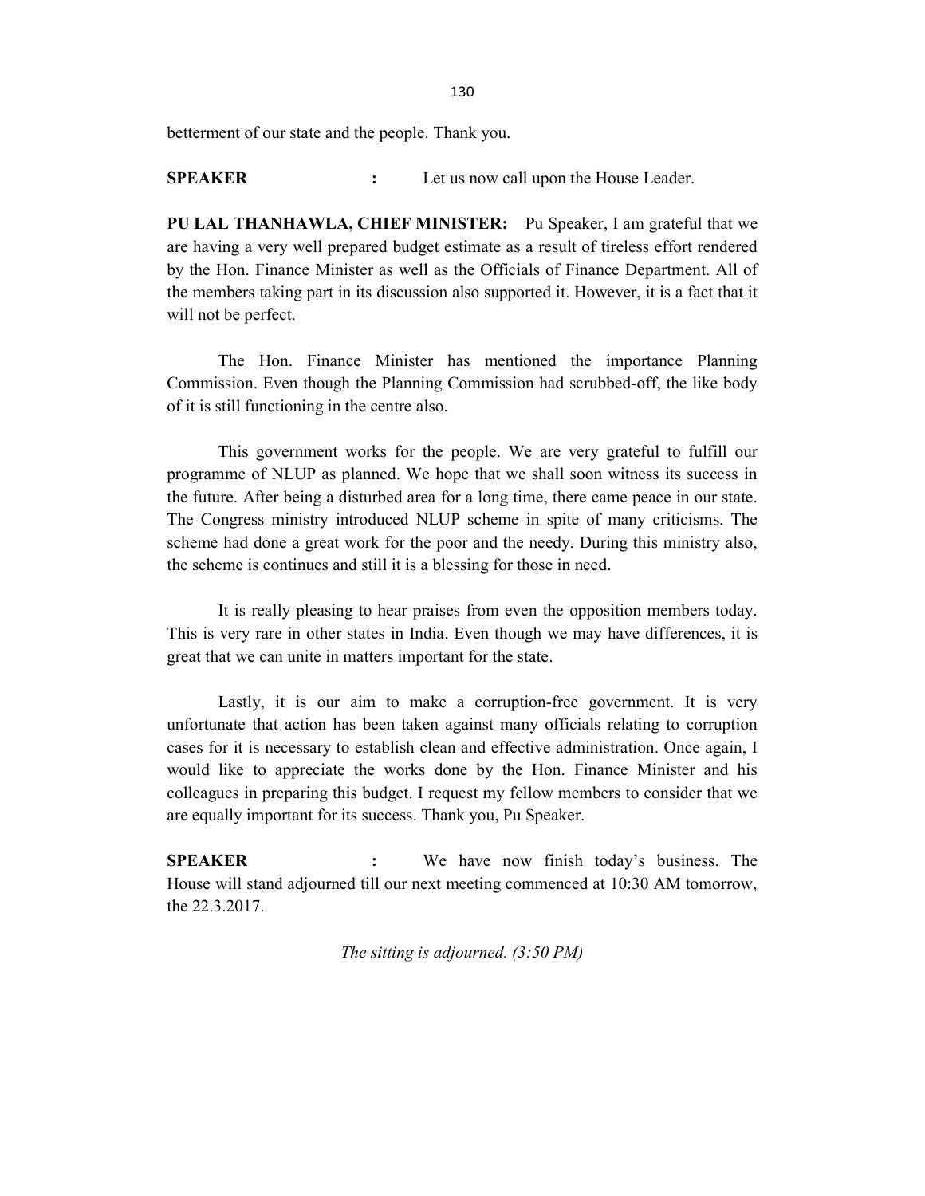betterment of our state and the people. Thank you.

**SPEAKER** : Let us now call upon the House Leader.

**PU LAL THANHAWLA, CHIEF MINISTER:** Pu Speaker, I am grateful that we are having a very well prepared budget estimate as a result of tireless effort rendered by the Hon. Finance Minister as well as the Officials of Finance Department. All of the members taking part in its discussion also supported it. However, it is a fact that it will not be perfect.

The Hon. Finance Minister has mentioned the importance Planning Commission. Even though the Planning Commission had scrubbed-off, the like body of it is still functioning in the centre also.

This government works for the people. We are very grateful to fulfill our programme of NLUP as planned. We hope that we shall soon witness its success in the future. After being a disturbed area for a long time, there came peace in our state. The Congress ministry introduced NLUP scheme in spite of many criticisms. The scheme had done a great work for the poor and the needy. During this ministry also, the scheme is continues and still it is a blessing for those in need.

It is really pleasing to hear praises from even the opposition members today. This is very rare in other states in India. Even though we may have differences, it is great that we can unite in matters important for the state.

Lastly, it is our aim to make a corruption-free government. It is very unfortunate that action has been taken against many officials relating to corruption cases for it is necessary to establish clean and effective administration. Once again, I would like to appreciate the works done by the Hon. Finance Minister and his colleagues in preparing this budget. I request my fellow members to consider that we are equally important for its success. Thank you, Pu Speaker.

**SPEAKER** : We have now finish today's business. The House will stand adjourned till our next meeting commenced at 10:30 AM tomorrow, the 22.3.2017.

*The sitting is adjourned. (3:50 PM)*